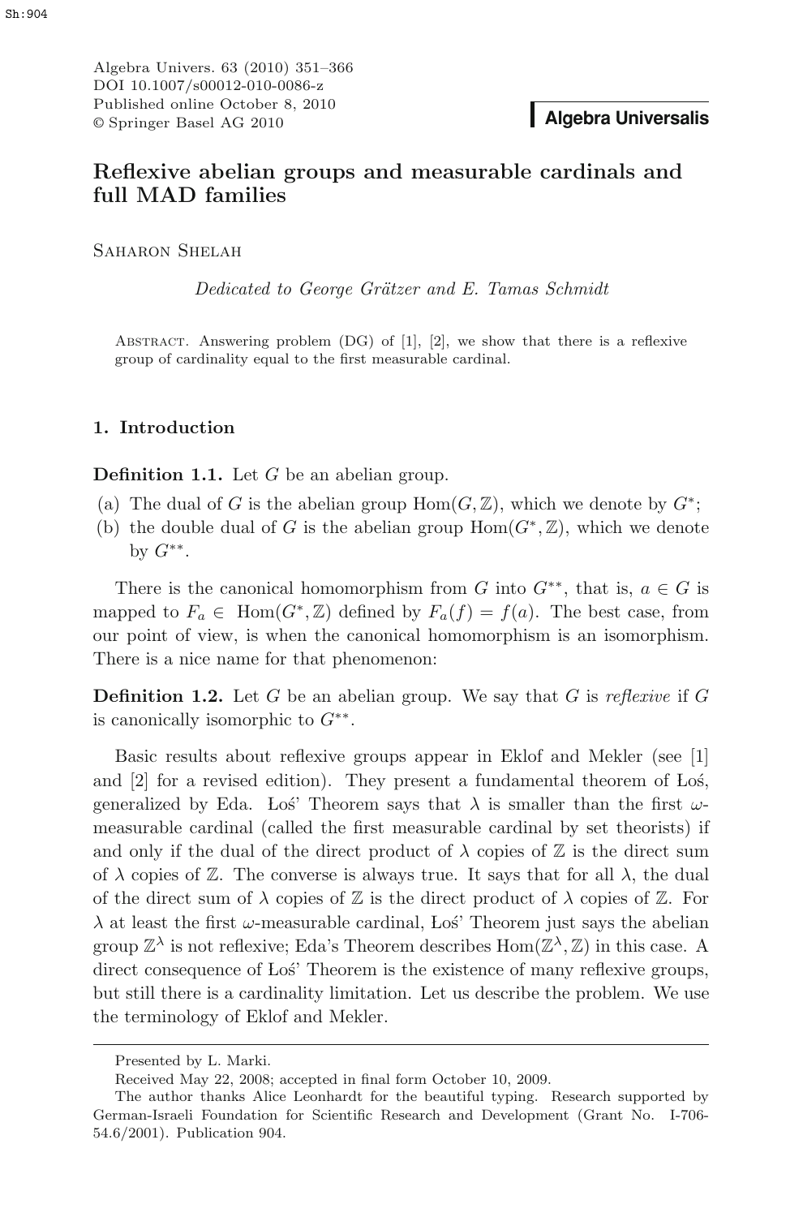# Reflexive abelian groups and measurable cardinals and full MAD families

Saharon Shelah

*Dedicated to George Grätzer and E. Tamas Schmidt*

Abstract. Answering problem (DG) of [1], [2], we show that there is a reflexive group of cardinality equal to the first measurable cardinal.

## 1. Introduction

**Definition 1.1.** Let $G$ be an abelian group.

(a) The dual of $G$ is the abelian group $\mathrm{Hom}(G, \mathbb{Z})$, which we denote by $G^*$;

(b) the double dual of $G$ is the abelian group $\mathrm{Hom}(G^*, \mathbb{Z})$, which we denote by $G^{**}$.

There is the canonical homomorphism from $G$ into $G^{**}$, that is, $a \in G$ is mapped to $F_a \in \mathrm{Hom}(G^*, \mathbb{Z})$ defined by $F_a(f) = f(a)$. The best case, from our point of view, is when the canonical homomorphism is an isomorphism. There is a nice name for that phenomenon:

**Definition 1.2.** Let $G$ be an abelian group. We say that $G$ is *reflexive* if $G$ is canonically isomorphic to $G^{**}$.

Basic results about reflexive groups appear in Eklof and Mekler (see [1] and [2] for a revised edition). They present a fundamental theorem of Łoś, generalized by Eda. Łoś' Theorem says that $\lambda$ is smaller than the first $\omega$-measurable cardinal (called the first measurable cardinal by set theorists) if and only if the dual of the direct product of $\lambda$ copies of $\mathbb{Z}$ is the direct sum of $\lambda$ copies of $\mathbb{Z}$. The converse is always true. It says that for all $\lambda$, the dual of the direct sum of $\lambda$ copies of $\mathbb{Z}$ is the direct product of $\lambda$ copies of $\mathbb{Z}$. For $\lambda$ at least the first $\omega$-measurable cardinal, Łoś' Theorem just says the abelian group $\mathbb{Z}^\lambda$ is not reflexive; Eda's Theorem describes $\mathrm{Hom}(\mathbb{Z}^\lambda, \mathbb{Z})$ in this case. A direct consequence of Łoś' Theorem is the existence of many reflexive groups, but still there is a cardinality limitation. Let us describe the problem. We use the terminology of Eklof and Mekler.

---

Presented by L. Marki.

Received May 22, 2008; accepted in final form October 10, 2009.

The author thanks Alice Leonhardt for the beautiful typing. Research supported by German-Israeli Foundation for Scientific Research and Development (Grant No. I-706-54.6/2001). Publication 904.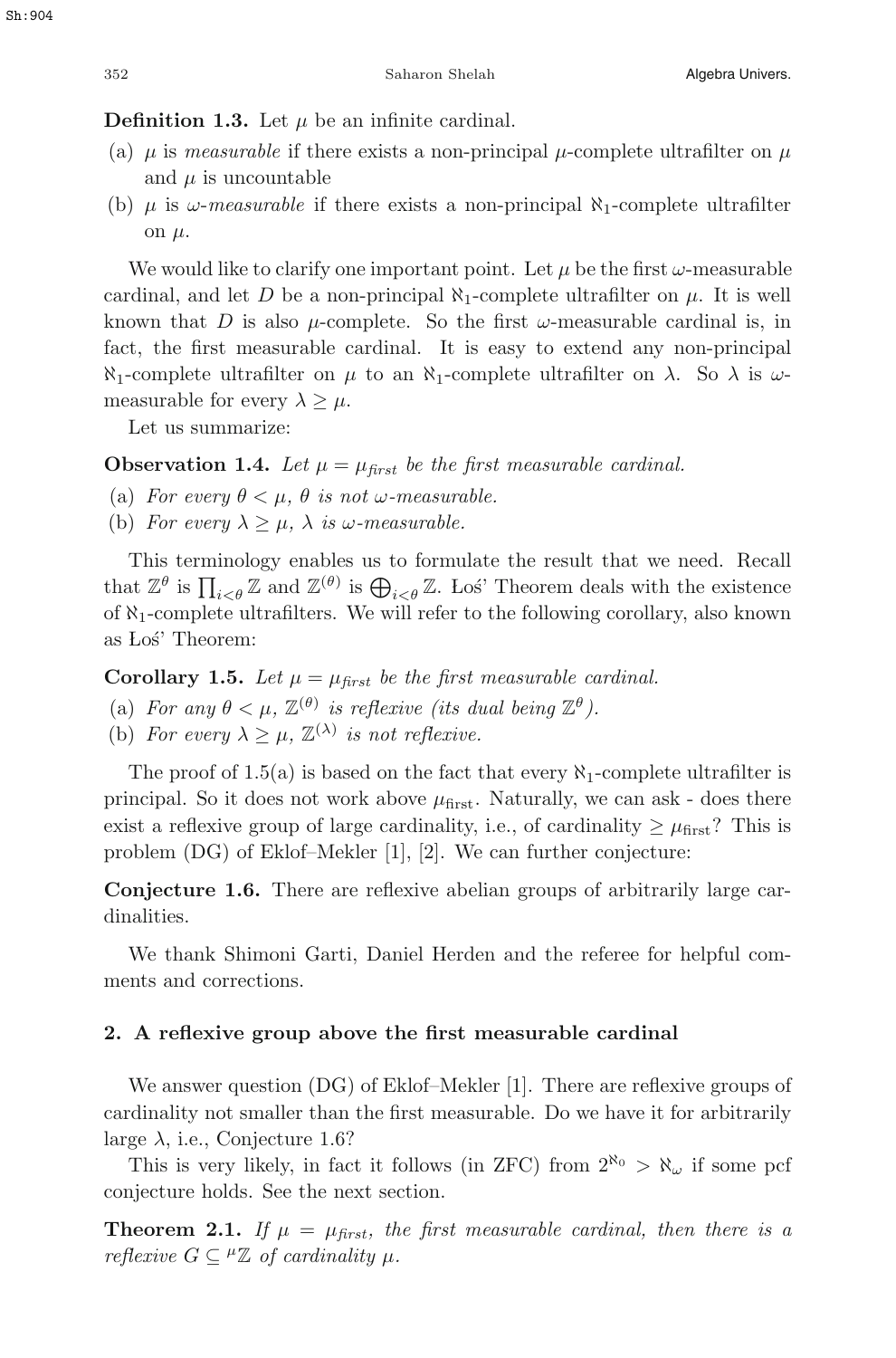**Definition 1.3.** Let $\mu$ be an infinite cardinal.

(a) $\mu$ is *measurable* if there exists a non-principal $\mu$-complete ultrafilter on $\mu$ and $\mu$ is uncountable

(b) $\mu$ is *$\omega$-measurable* if there exists a non-principal $\aleph_1$-complete ultrafilter on $\mu$.

We would like to clarify one important point. Let $\mu$ be the first $\omega$-measurable cardinal, and let $D$ be a non-principal $\aleph_1$-complete ultrafilter on $\mu$. It is well known that $D$ is also $\mu$-complete. So the first $\omega$-measurable cardinal is, in fact, the first measurable cardinal. It is easy to extend any non-principal $\aleph_1$-complete ultrafilter on $\mu$ to an $\aleph_1$-complete ultrafilter on $\lambda$. So $\lambda$ is $\omega$-measurable for every $\lambda \geq \mu$.

Let us summarize:

**Observation 1.4.** *Let $\mu = \mu_{first}$ be the first measurable cardinal.*

(a) *For every $\theta < \mu$, $\theta$ is not $\omega$-measurable.*

(b) *For every $\lambda \geq \mu$, $\lambda$ is $\omega$-measurable.*

This terminology enables us to formulate the result that we need. Recall that $\mathbb{Z}^\theta$ is $\prod_{i<\theta} \mathbb{Z}$ and $\mathbb{Z}^{(\theta)}$ is $\bigoplus_{i<\theta} \mathbb{Z}$. Łoś' Theorem deals with the existence of $\aleph_1$-complete ultrafilters. We will refer to the following corollary, also known as Łoś' Theorem:

**Corollary 1.5.** *Let $\mu = \mu_{first}$ be the first measurable cardinal.*

(a) *For any $\theta < \mu$, $\mathbb{Z}^{(\theta)}$ is reflexive (its dual being $\mathbb{Z}^\theta$).*

(b) *For every $\lambda \geq \mu$, $\mathbb{Z}^{(\lambda)}$ is not reflexive.*

The proof of 1.5(a) is based on the fact that every $\aleph_1$-complete ultrafilter is principal. So it does not work above $\mu_{\text{first}}$. Naturally, we can ask - does there exist a reflexive group of large cardinality, i.e., of cardinality $\geq \mu_{\text{first}}$? This is problem (DG) of Eklof–Mekler [1], [2]. We can further conjecture:

**Conjecture 1.6.** There are reflexive abelian groups of arbitrarily large cardinalities.

We thank Shimoni Garti, Daniel Herden and the referee for helpful comments and corrections.

## 2. A reflexive group above the first measurable cardinal

We answer question (DG) of Eklof–Mekler [1]. There are reflexive groups of cardinality not smaller than the first measurable. Do we have it for arbitrarily large $\lambda$, i.e., Conjecture 1.6?

This is very likely, in fact it follows (in ZFC) from $2^{\aleph_0} > \aleph_\omega$ if some pcf conjecture holds. See the next section.

**Theorem 2.1.** *If $\mu = \mu_{first}$, the first measurable cardinal, then there is a reflexive $G \subseteq {}^{\mu}\mathbb{Z}$ of cardinality $\mu$.*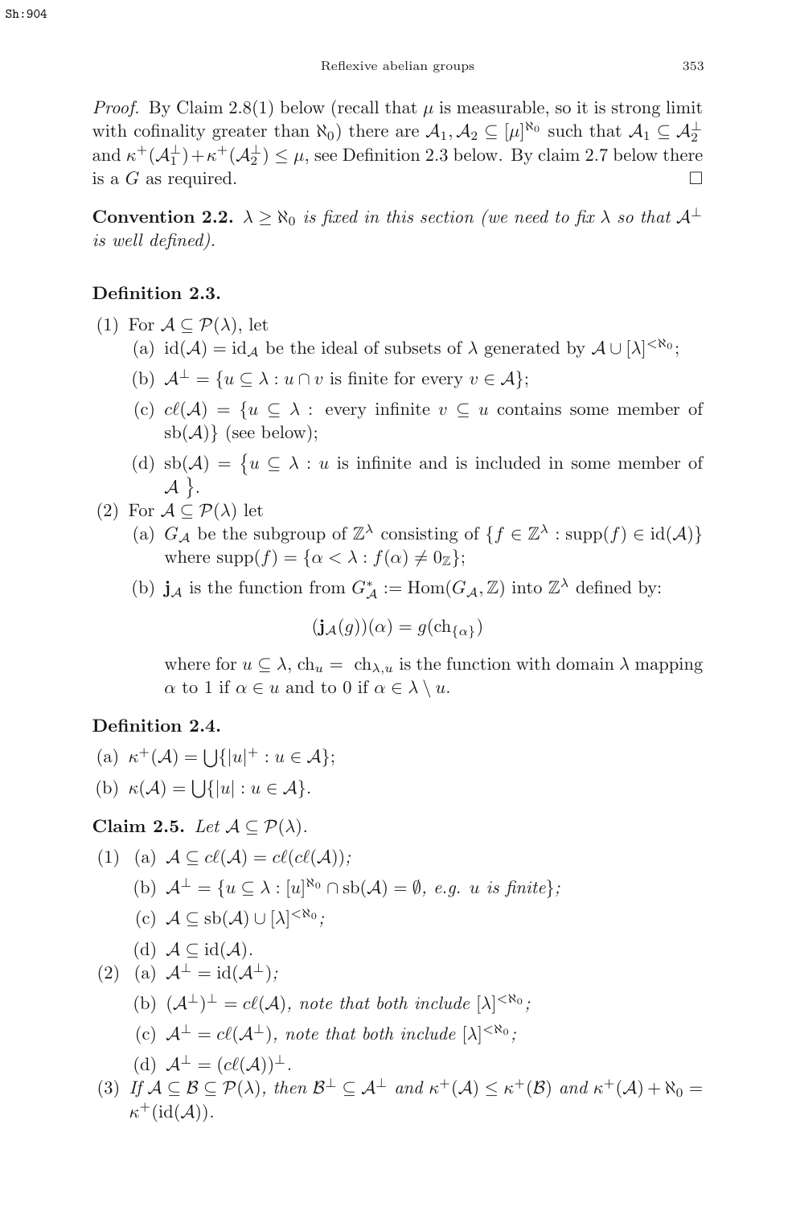*Proof.* By Claim 2.8(1) below (recall that $\mu$ is measurable, so it is strong limit with cofinality greater than $\aleph_0$) there are $\mathcal{A}_1, \mathcal{A}_2 \subseteq [\mu]^{\aleph_0}$ such that $\mathcal{A}_1 \subseteq \mathcal{A}_2^\perp$ and $\kappa^+(\mathcal{A}_1^\perp) + \kappa^+(\mathcal{A}_2^\perp) \leq \mu$, see Definition 2.3 below. By claim 2.7 below there is a $G$ as required. $\square$

**Convention 2.2.** *$\lambda \geq \aleph_0$ is fixed in this section (we need to fix $\lambda$ so that $\mathcal{A}^\perp$ is well defined).*

**Definition 2.3.**

(1) For $\mathcal{A} \subseteq \mathcal{P}(\lambda)$, let
  (a) $\mathrm{id}(\mathcal{A}) = \mathrm{id}_\mathcal{A}$ be the ideal of subsets of $\lambda$ generated by $\mathcal{A} \cup [\lambda]^{<\aleph_0}$;
  (b) $\mathcal{A}^\perp = \{u \subseteq \lambda : u \cap v \text{ is finite for every } v \in \mathcal{A}\}$;
  (c) $c\ell(\mathcal{A}) = \{u \subseteq \lambda : \text{ every infinite } v \subseteq u \text{ contains some member of } \mathrm{sb}(\mathcal{A})\}$ (see below);
  (d) $\mathrm{sb}(\mathcal{A}) = \{u \subseteq \lambda : u \text{ is infinite and is included in some member of } \mathcal{A}\}$.

(2) For $\mathcal{A} \subseteq \mathcal{P}(\lambda)$ let
  (a) $G_\mathcal{A}$ be the subgroup of $\mathbb{Z}^\lambda$ consisting of $\{f \in \mathbb{Z}^\lambda : \mathrm{supp}(f) \in \mathrm{id}(\mathcal{A})\}$ where $\mathrm{supp}(f) = \{\alpha < \lambda : f(\alpha) \neq 0_\mathbb{Z}\}$;
  (b) $\mathbf{j}_\mathcal{A}$ is the function from $G^*_\mathcal{A} := \mathrm{Hom}(G_\mathcal{A}, \mathbb{Z})$ into $\mathbb{Z}^\lambda$ defined by:

$$(\mathbf{j}_\mathcal{A}(g))(\alpha) = g(\mathrm{ch}_{\{\alpha\}})$$

  where for $u \subseteq \lambda$, $\mathrm{ch}_u = \mathrm{ch}_{\lambda,u}$ is the function with domain $\lambda$ mapping $\alpha$ to 1 if $\alpha \in u$ and to 0 if $\alpha \in \lambda \setminus u$.

**Definition 2.4.**

(a) $\kappa^+(\mathcal{A}) = \bigcup\{|u|^+ : u \in \mathcal{A}\}$;

(b) $\kappa(\mathcal{A}) = \bigcup\{|u| : u \in \mathcal{A}\}$.

**Claim 2.5.** *Let $\mathcal{A} \subseteq \mathcal{P}(\lambda)$.*

(1) (a) *$\mathcal{A} \subseteq c\ell(\mathcal{A}) = c\ell(c\ell(\mathcal{A}))$;*
  (b) *$\mathcal{A}^\perp = \{u \subseteq \lambda : [u]^{\aleph_0} \cap \mathrm{sb}(\mathcal{A}) = \emptyset$, e.g. $u$ is finite$\}$;*
  (c) *$\mathcal{A} \subseteq \mathrm{sb}(\mathcal{A}) \cup [\lambda]^{<\aleph_0}$;*
  (d) *$\mathcal{A} \subseteq \mathrm{id}(\mathcal{A})$.*

(2) (a) *$\mathcal{A}^\perp = \mathrm{id}(\mathcal{A}^\perp)$;*
  (b) *$(\mathcal{A}^\perp)^\perp = c\ell(\mathcal{A})$, note that both include $[\lambda]^{<\aleph_0}$;*
  (c) *$\mathcal{A}^\perp = c\ell(\mathcal{A}^\perp)$, note that both include $[\lambda]^{<\aleph_0}$;*
  (d) *$\mathcal{A}^\perp = (c\ell(\mathcal{A}))^\perp$.*

(3) *If $\mathcal{A} \subseteq \mathcal{B} \subseteq \mathcal{P}(\lambda)$, then $\mathcal{B}^\perp \subseteq \mathcal{A}^\perp$ and $\kappa^+(\mathcal{A}) \leq \kappa^+(\mathcal{B})$ and $\kappa^+(\mathcal{A}) + \aleph_0 = \kappa^+(\mathrm{id}(\mathcal{A}))$.*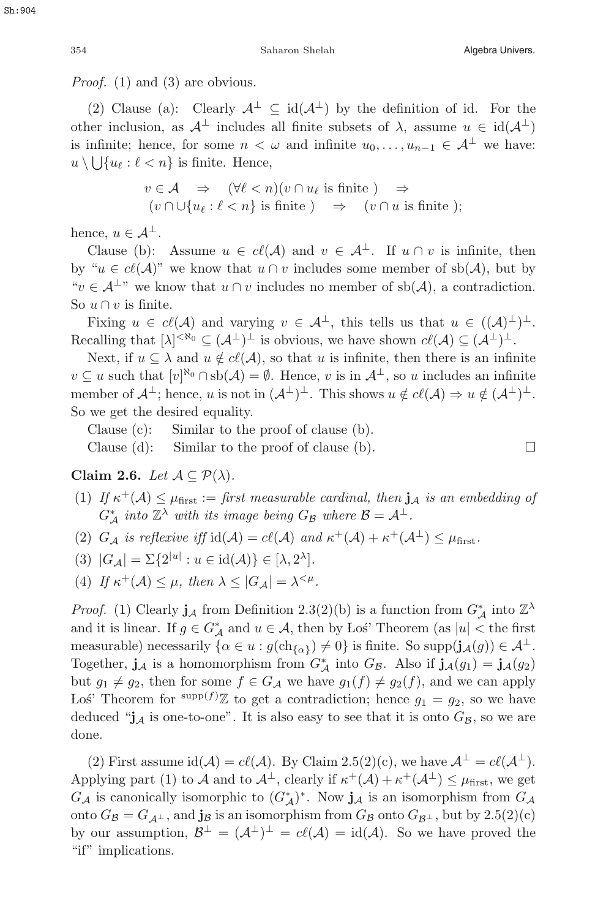*Proof.* (1) and (3) are obvious.

(2) Clause (a): Clearly $\mathcal{A}^\perp \subseteq \mathrm{id}(\mathcal{A}^\perp)$ by the definition of id. For the other inclusion, as $\mathcal{A}^\perp$ includes all finite subsets of $\lambda$, assume $u \in \mathrm{id}(\mathcal{A}^\perp)$ is infinite; hence, for some $n < \omega$ and infinite $u_0, \dots, u_{n-1} \in \mathcal{A}^\perp$ we have: $u \setminus \bigcup\{u_\ell : \ell < n\}$ is finite. Hence,

$$v \in \mathcal{A} \quad \Rightarrow \quad (\forall \ell < n)(v \cap u_\ell \text{ is finite }) \quad \Rightarrow \\ (v \cap \cup\{u_\ell : \ell < n\} \text{ is finite }) \quad \Rightarrow \quad (v \cap u \text{ is finite });$$

hence, $u \in \mathcal{A}^\perp$.

Clause (b): Assume $u \in c\ell(\mathcal{A})$ and $v \in \mathcal{A}^\perp$. If $u \cap v$ is infinite, then by "$u \in c\ell(\mathcal{A})$" we know that $u \cap v$ includes some member of $\mathrm{sb}(\mathcal{A})$, but by "$v \in \mathcal{A}^\perp$" we know that $u \cap v$ includes no member of $\mathrm{sb}(\mathcal{A})$, a contradiction. So $u \cap v$ is finite.

Fixing $u \in c\ell(\mathcal{A})$ and varying $v \in \mathcal{A}^\perp$, this tells us that $u \in ((\mathcal{A})^\perp)^\perp$. Recalling that $[\lambda]^{<\aleph_0} \subseteq (\mathcal{A}^\perp)^\perp$ is obvious, we have shown $c\ell(\mathcal{A}) \subseteq (\mathcal{A}^\perp)^\perp$.

Next, if $u \subseteq \lambda$ and $u \notin c\ell(\mathcal{A})$, so that $u$ is infinite, then there is an infinite $v \subseteq u$ such that $[v]^{\aleph_0} \cap \mathrm{sb}(\mathcal{A}) = \emptyset$. Hence, $v$ is in $\mathcal{A}^\perp$, so $u$ includes an infinite member of $\mathcal{A}^\perp$; hence, $u$ is not in $(\mathcal{A}^\perp)^\perp$. This shows $u \notin c\ell(\mathcal{A}) \Rightarrow u \notin (\mathcal{A}^\perp)^\perp$. So we get the desired equality.

Clause (c): Similar to the proof of clause (b).

Clause (d): Similar to the proof of clause (b). $\square$

**Claim 2.6.** *Let $\mathcal{A} \subseteq \mathcal{P}(\lambda)$.*

1. *If $\kappa^+(\mathcal{A}) \leq \mu_{\text{first}} :=$ first measurable cardinal, then $\mathbf{j}_\mathcal{A}$ is an embedding of $G^*_\mathcal{A}$ into $\mathbb{Z}^\lambda$ with its image being $G_\mathcal{B}$ where $\mathcal{B} = \mathcal{A}^\perp$.*
2. *$G_\mathcal{A}$ is reflexive iff $\mathrm{id}(\mathcal{A}) = c\ell(\mathcal{A})$ and $\kappa^+(\mathcal{A}) + \kappa^+(\mathcal{A}^\perp) \leq \mu_{\text{first}}$.*
3. *$|G_\mathcal{A}| = \Sigma\{2^{|u|} : u \in \mathrm{id}(\mathcal{A})\} \in [\lambda, 2^\lambda]$.*
4. *If $\kappa^+(\mathcal{A}) \leq \mu$, then $\lambda \leq |G_\mathcal{A}| = \lambda^{<\mu}$.*

*Proof.* (1) Clearly $\mathbf{j}_\mathcal{A}$ from Definition 2.3(2)(b) is a function from $G^*_\mathcal{A}$ into $\mathbb{Z}^\lambda$ and it is linear. If $g \in G^*_\mathcal{A}$ and $u \in \mathcal{A}$, then by Łoś' Theorem (as $|u| <$ the first measurable) necessarily $\{\alpha \in u : g(\mathrm{ch}_{\{\alpha\}}) \neq 0\}$ is finite. So $\mathrm{supp}(\mathbf{j}_\mathcal{A}(g)) \in \mathcal{A}^\perp$. Together, $\mathbf{j}_\mathcal{A}$ is a homomorphism from $G^*_\mathcal{A}$ into $G_\mathcal{B}$. Also if $\mathbf{j}_\mathcal{A}(g_1) = \mathbf{j}_\mathcal{A}(g_2)$ but $g_1 \neq g_2$, then for some $f \in G_\mathcal{A}$ we have $g_1(f) \neq g_2(f)$, and we can apply Łoś' Theorem for ${}^{\mathrm{supp}(f)}\mathbb{Z}$ to get a contradiction; hence $g_1 = g_2$, so we have deduced "$\mathbf{j}_\mathcal{A}$ is one-to-one". It is also easy to see that it is onto $G_\mathcal{B}$, so we are done.

(2) First assume $\mathrm{id}(\mathcal{A}) = c\ell(\mathcal{A})$. By Claim 2.5(2)(c), we have $\mathcal{A}^\perp = c\ell(\mathcal{A}^\perp)$. Applying part (1) to $\mathcal{A}$ and to $\mathcal{A}^\perp$, clearly if $\kappa^+(\mathcal{A}) + \kappa^+(\mathcal{A}^\perp) \leq \mu_{\text{first}}$, we get $G_\mathcal{A}$ is canonically isomorphic to $(G^*_\mathcal{A})^*$. Now $\mathbf{j}_\mathcal{A}$ is an isomorphism from $G_\mathcal{A}$ onto $G_\mathcal{B} = G_{\mathcal{A}^\perp}$, and $\mathbf{j}_\mathcal{B}$ is an isomorphism from $G_\mathcal{B}$ onto $G_{\mathcal{B}^\perp}$, but by 2.5(2)(c) by our assumption, $\mathcal{B}^\perp = (\mathcal{A}^\perp)^\perp = c\ell(\mathcal{A}) = \mathrm{id}(\mathcal{A})$. So we have proved the "if" implications.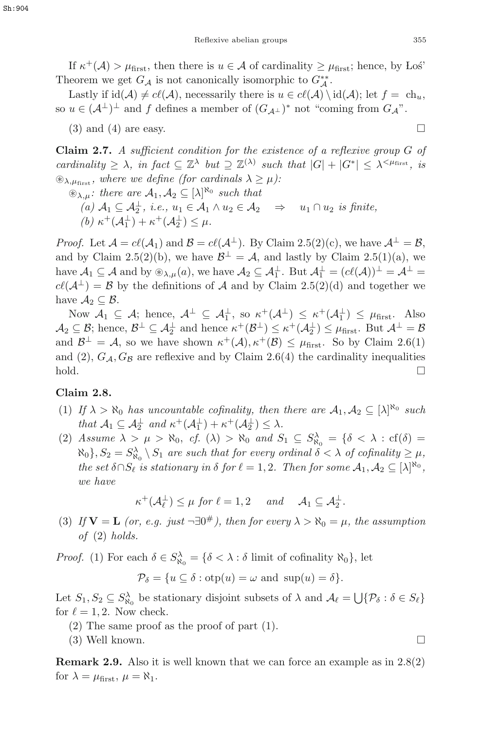If $\kappa^+(\mathcal{A}) > \mu_{\text{first}}$, then there is $u \in \mathcal{A}$ of cardinality $\geq \mu_{\text{first}}$; hence, by Łoś' Theorem we get $G_\mathcal{A}$ is not canonically isomorphic to $G^{**}_\mathcal{A}$.

Lastly if $\text{id}(\mathcal{A}) \neq c\ell(\mathcal{A})$, necessarily there is $u \in c\ell(\mathcal{A}) \setminus \text{id}(\mathcal{A})$; let $f = \text{ ch}_u$, so $u \in (\mathcal{A}^\perp)^\perp$ and $f$ defines a member of $(G_{\mathcal{A}^\perp})^*$ not "coming from $G_\mathcal{A}$".

(3) and (4) are easy. □

**Claim 2.7.** *A sufficient condition for the existence of a reflexive group $G$ of cardinality $\geq \lambda$, in fact $\subseteq \mathbb{Z}^\lambda$ but $\supseteq \mathbb{Z}^{(\lambda)}$ such that $|G| + |G^*| \leq \lambda^{<\mu_{\text{first}}}$, is $\circledast_{\lambda,\mu_{\text{first}}}$, where we define (for cardinals $\lambda \geq \mu$):*

*$\circledast_{\lambda,\mu}$: there are $\mathcal{A}_1, \mathcal{A}_2 \subseteq [\lambda]^{\aleph_0}$ such that*

*(a) $\mathcal{A}_1 \subseteq \mathcal{A}_2^\perp$, i.e., $u_1 \in \mathcal{A}_1 \wedge u_2 \in \mathcal{A}_2 \quad \Rightarrow \quad u_1 \cap u_2$ is finite,*

*(b) $\kappa^+(\mathcal{A}_1^\perp) + \kappa^+(\mathcal{A}_2^\perp) \leq \mu$.*

*Proof.* Let $\mathcal{A} = c\ell(\mathcal{A}_1)$ and $\mathcal{B} = c\ell(\mathcal{A}^\perp)$. By Claim 2.5(2)(c), we have $\mathcal{A}^\perp = \mathcal{B}$, and by Claim 2.5(2)(b), we have $\mathcal{B}^\perp = \mathcal{A}$, and lastly by Claim 2.5(1)(a), we have $\mathcal{A}_1 \subseteq \mathcal{A}$ and by $\circledast_{\lambda,\mu}(a)$, we have $\mathcal{A}_2 \subseteq \mathcal{A}_1^\perp$. But $\mathcal{A}_1^\perp = (c\ell(\mathcal{A}))^\perp = \mathcal{A}^\perp = c\ell(\mathcal{A}^\perp) = \mathcal{B}$ by the definitions of $\mathcal{A}$ and by Claim 2.5(2)(d) and together we have $\mathcal{A}_2 \subseteq \mathcal{B}$.

Now $\mathcal{A}_1 \subseteq \mathcal{A}$; hence, $\mathcal{A}^\perp \subseteq \mathcal{A}_1^\perp$, so $\kappa^+(\mathcal{A}^\perp) \leq \kappa^+(\mathcal{A}_1^\perp) \leq \mu_{\text{first}}$. Also $\mathcal{A}_2 \subseteq \mathcal{B}$; hence, $\mathcal{B}^\perp \subseteq \mathcal{A}_2^\perp$ and hence $\kappa^+(\mathcal{B}^\perp) \leq \kappa^+(\mathcal{A}_2^\perp) \leq \mu_{\text{first}}$. But $\mathcal{A}^\perp = \mathcal{B}$ and $\mathcal{B}^\perp = \mathcal{A}$, so we have shown $\kappa^+(\mathcal{A}), \kappa^+(\mathcal{B}) \leq \mu_{\text{first}}$. So by Claim 2.6(1) and (2), $G_\mathcal{A}, G_\mathcal{B}$ are reflexive and by Claim 2.6(4) the cardinality inequalities hold. □

**Claim 2.8.**

1. *If $\lambda > \aleph_0$ has uncountable cofinality, then there are $\mathcal{A}_1, \mathcal{A}_2 \subseteq [\lambda]^{\aleph_0}$ such that $\mathcal{A}_1 \subseteq \mathcal{A}_2^\perp$ and $\kappa^+(\mathcal{A}_1^\perp) + \kappa^+(\mathcal{A}_2^\perp) \leq \lambda$.*
2. *Assume $\lambda > \mu > \aleph_0$, cf. $(\lambda) > \aleph_0$ and $S_1 \subseteq S^\lambda_{\aleph_0} = \{\delta < \lambda : \text{cf}(\delta) = \aleph_0\}$, $S_2 = S^\lambda_{\aleph_0} \setminus S_1$ are such that for every ordinal $\delta < \lambda$ of cofinality $\geq \mu$, the set $\delta \cap S_\ell$ is stationary in $\delta$ for $\ell = 1, 2$. Then for some $\mathcal{A}_1, \mathcal{A}_2 \subseteq [\lambda]^{\aleph_0}$, we have*
$$\kappa^+(\mathcal{A}_\ell^\perp) \leq \mu \text{ for } \ell = 1, 2 \quad \text{ and } \quad \mathcal{A}_1 \subseteq \mathcal{A}_2^\perp.$$
3. *If $\mathbf{V} = \mathbf{L}$ (or, e.g. just $\neg \exists 0^\#$), then for every $\lambda > \aleph_0 = \mu$, the assumption of (2) holds.*

*Proof.* (1) For each $\delta \in S^\lambda_{\aleph_0} = \{\delta < \lambda : \delta \text{ limit of cofinality } \aleph_0\}$, let
$$\mathcal{P}_\delta = \{u \subseteq \delta : \text{otp}(u) = \omega \text{ and } \sup(u) = \delta\}.$$
Let $S_1, S_2 \subseteq S^\lambda_{\aleph_0}$ be stationary disjoint subsets of $\lambda$ and $\mathcal{A}_\ell = \bigcup\{\mathcal{P}_\delta : \delta \in S_\ell\}$ for $\ell = 1, 2$. Now check.

(2) The same proof as the proof of part (1).

(3) Well known. □

**Remark 2.9.** Also it is well known that we can force an example as in 2.8(2) for $\lambda = \mu_{\text{first}}$, $\mu = \aleph_1$.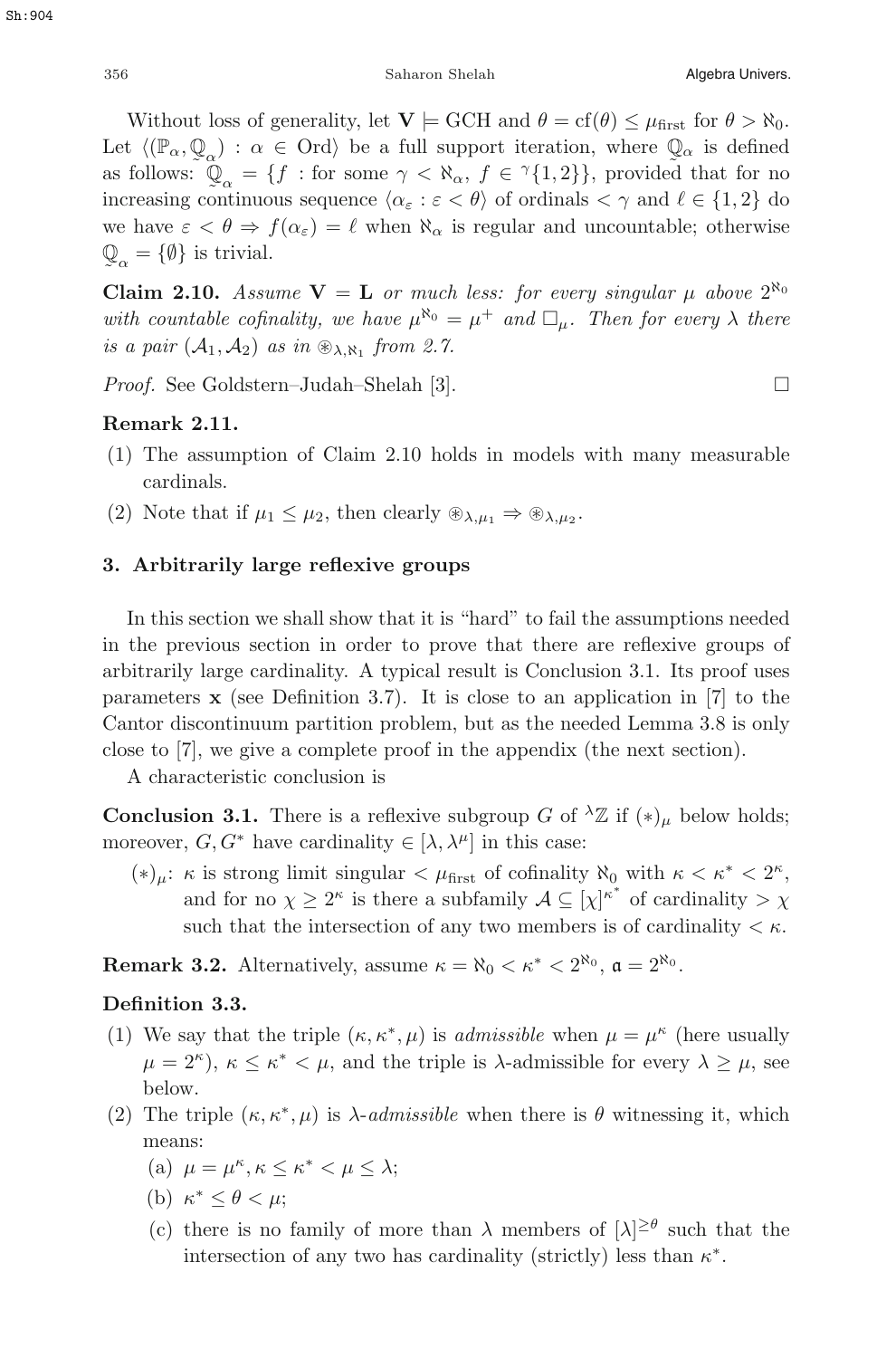Without loss of generality, let $\mathbf{V} \models$ GCH and $\theta = \mathrm{cf}(\theta) \leq \mu_{\text{first}}$ for $\theta > \aleph_0$. Let $\langle (\mathbb{P}_\alpha, \underset{\sim}{\mathbb{Q}}_\alpha) : \alpha \in \mathrm{Ord} \rangle$ be a full support iteration, where $\underset{\sim}{\mathbb{Q}}_\alpha$ is defined as follows: $\underset{\sim}{\mathbb{Q}}_\alpha = \{f$ : for some $\gamma < \aleph_\alpha$, $f \in {}^\gamma\{1,2\}\}$, provided that for no increasing continuous sequence $\langle \alpha_\varepsilon : \varepsilon < \theta \rangle$ of ordinals $< \gamma$ and $\ell \in \{1,2\}$ do we have $\varepsilon < \theta \Rightarrow f(\alpha_\varepsilon) = \ell$ when $\aleph_\alpha$ is regular and uncountable; otherwise $\underset{\sim}{\mathbb{Q}}_\alpha = \{\emptyset\}$ is trivial.

**Claim 2.10.** *Assume $\mathbf{V} = \mathbf{L}$ or much less: for every singular $\mu$ above $2^{\aleph_0}$ with countable cofinality, we have $\mu^{\aleph_0} = \mu^+$ and $\square_\mu$. Then for every $\lambda$ there is a pair $(\mathcal{A}_1, \mathcal{A}_2)$ as in $\circledast_{\lambda,\aleph_1}$ from 2.7.*

*Proof.* See Goldstern–Judah–Shelah [3]. □

**Remark 2.11.**

1. The assumption of Claim 2.10 holds in models with many measurable cardinals.
2. Note that if $\mu_1 \leq \mu_2$, then clearly $\circledast_{\lambda,\mu_1} \Rightarrow \circledast_{\lambda,\mu_2}$.

## 3. Arbitrarily large reflexive groups

In this section we shall show that it is "hard" to fail the assumptions needed in the previous section in order to prove that there are reflexive groups of arbitrarily large cardinality. A typical result is Conclusion 3.1. Its proof uses parameters $\mathbf{x}$ (see Definition 3.7). It is close to an application in [7] to the Cantor discontinuum partition problem, but as the needed Lemma 3.8 is only close to [7], we give a complete proof in the appendix (the next section).

A characteristic conclusion is

**Conclusion 3.1.** There is a reflexive subgroup $G$ of ${}^\lambda\mathbb{Z}$ if $(*)_\mu$ below holds; moreover, $G, G^*$ have cardinality $\in [\lambda, \lambda^\mu]$ in this case:

- $(*)_\mu$: $\kappa$ is strong limit singular $< \mu_{\text{first}}$ of cofinality $\aleph_0$ with $\kappa < \kappa^* < 2^\kappa$, and for no $\chi \geq 2^\kappa$ is there a subfamily $\mathcal{A} \subseteq [\chi]^{\kappa^*}$ of cardinality $> \chi$ such that the intersection of any two members is of cardinality $< \kappa$.

**Remark 3.2.** Alternatively, assume $\kappa = \aleph_0 < \kappa^* < 2^{\aleph_0}$, $\mathfrak{a} = 2^{\aleph_0}$.

**Definition 3.3.**

1. We say that the triple $(\kappa, \kappa^*, \mu)$ is *admissible* when $\mu = \mu^\kappa$ (here usually $\mu = 2^\kappa$), $\kappa \leq \kappa^* < \mu$, and the triple is $\lambda$-admissible for every $\lambda \geq \mu$, see below.
2. The triple $(\kappa, \kappa^*, \mu)$ is $\lambda$-*admissible* when there is $\theta$ witnessing it, which means:
   - (a) $\mu = \mu^\kappa, \kappa \leq \kappa^* < \mu \leq \lambda$;
   - (b) $\kappa^* \leq \theta < \mu$;
   - (c) there is no family of more than $\lambda$ members of $[\lambda]^{\geq\theta}$ such that the intersection of any two has cardinality (strictly) less than $\kappa^*$.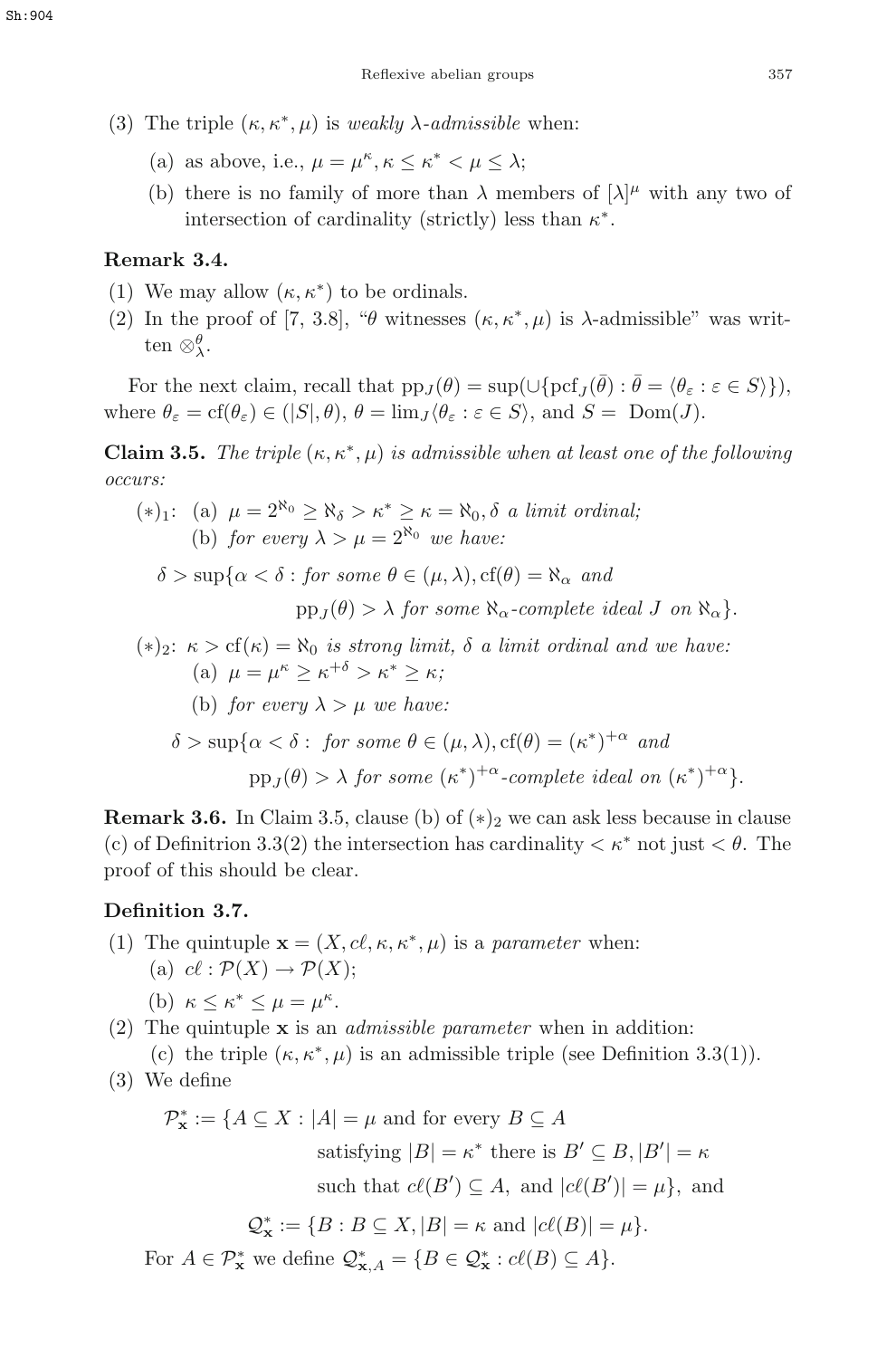(3) The triple $(\kappa, \kappa^*, \mu)$ is *weakly $\lambda$-admissible* when:

   (a) as above, i.e., $\mu = \mu^\kappa, \kappa \leq \kappa^* < \mu \leq \lambda$;

   (b) there is no family of more than $\lambda$ members of $[\lambda]^\mu$ with any two of intersection of cardinality (strictly) less than $\kappa^*$.

**Remark 3.4.**

(1) We may allow $(\kappa, \kappa^*)$ to be ordinals.

(2) In the proof of [7, 3.8], "$\theta$ witnesses $(\kappa, \kappa^*, \mu)$ is $\lambda$-admissible" was written $\otimes^\theta_\lambda$.

For the next claim, recall that $\mathrm{pp}_J(\theta) = \sup(\cup\{\mathrm{pcf}_J(\bar\theta) : \bar\theta = \langle \theta_\varepsilon : \varepsilon \in S\rangle\})$, where $\theta_\varepsilon = \mathrm{cf}(\theta_\varepsilon) \in (|S|, \theta)$, $\theta = \lim_J \langle \theta_\varepsilon : \varepsilon \in S\rangle$, and $S = \mathrm{Dom}(J)$.

**Claim 3.5.** *The triple $(\kappa, \kappa^*, \mu)$ is admissible when at least one of the following occurs:*

$(*)_1$: (a) $\mu = 2^{\aleph_0} \geq \aleph_\delta > \kappa^* \geq \kappa = \aleph_0, \delta$ *a limit ordinal;*

(b) *for every $\lambda > \mu = 2^{\aleph_0}$ we have:*

$$\delta > \sup\{\alpha < \delta : \textit{for some } \theta \in (\mu, \lambda), \mathrm{cf}(\theta) = \aleph_\alpha \textit{ and }$$
$$\mathrm{pp}_J(\theta) > \lambda \textit{ for some } \aleph_\alpha\textit{-complete ideal } J \textit{ on } \aleph_\alpha\}.$$

$(*)_2$: $\kappa > \mathrm{cf}(\kappa) = \aleph_0$ *is strong limit, $\delta$ a limit ordinal and we have:*

(a) $\mu = \mu^\kappa \geq \kappa^{+\delta} > \kappa^* \geq \kappa$;

(b) *for every $\lambda > \mu$ we have:*

$$\delta > \sup\{\alpha < \delta : \textit{ for some } \theta \in (\mu, \lambda), \mathrm{cf}(\theta) = (\kappa^*)^{+\alpha} \textit{ and }$$
$$\mathrm{pp}_J(\theta) > \lambda \textit{ for some } (\kappa^*)^{+\alpha}\textit{-complete ideal on } (\kappa^*)^{+\alpha}\}.$$

**Remark 3.6.** In Claim 3.5, clause (b) of $(*)_2$ we can ask less because in clause (c) of Definitrion 3.3(2) the intersection has cardinality $< \kappa^*$ not just $< \theta$. The proof of this should be clear.

**Definition 3.7.**

(1) The quintuple $\mathbf{x} = (X, c\ell, \kappa, \kappa^*, \mu)$ is a *parameter* when:

   (a) $c\ell : \mathcal{P}(X) \to \mathcal{P}(X)$;

   (b) $\kappa \leq \kappa^* \leq \mu = \mu^\kappa$.

(2) The quintuple $\mathbf{x}$ is an *admissible parameter* when in addition:

   (c) the triple $(\kappa, \kappa^*, \mu)$ is an admissible triple (see Definition 3.3(1)).

(3) We define

$$\mathcal{P}^*_\mathbf{x} := \{A \subseteq X : |A| = \mu \text{ and for every } B \subseteq A \text{ satisfying } |B| = \kappa^* \text{ there is } B' \subseteq B, |B'| = \kappa \text{ such that } c\ell(B') \subseteq A, \text{ and } |c\ell(B')| = \mu\}, \text{ and}$$

$$\mathcal{Q}^*_\mathbf{x} := \{B : B \subseteq X, |B| = \kappa \text{ and } |c\ell(B)| = \mu\}.$$

For $A \in \mathcal{P}^*_\mathbf{x}$ we define $\mathcal{Q}^*_{\mathbf{x},A} = \{B \in \mathcal{Q}^*_\mathbf{x} : c\ell(B) \subseteq A\}$.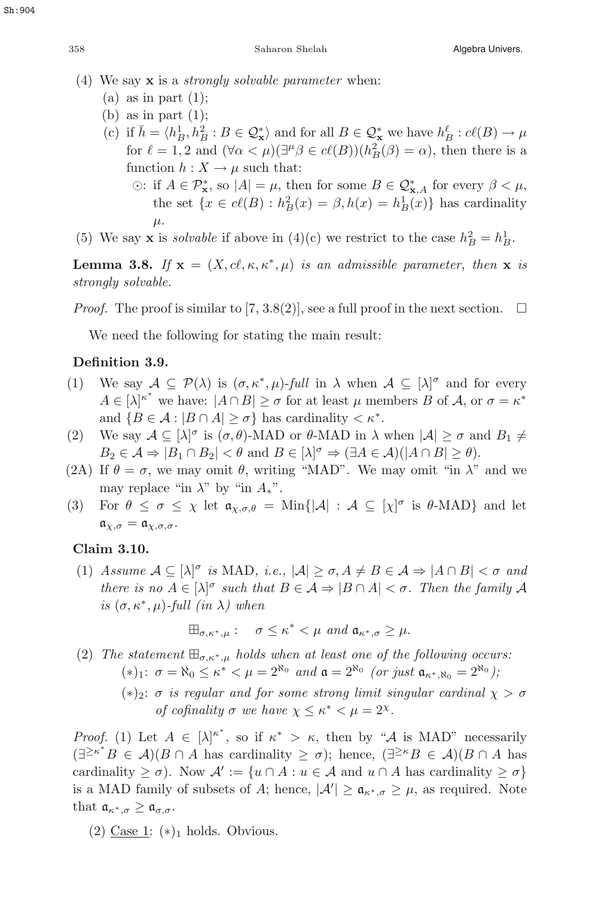(4) We say $\mathbf{x}$ is a *strongly solvable parameter* when:
   (a) as in part (1);
   (b) as in part (1);
   (c) if $\bar{h} = \langle h^1_B, h^2_B : B \in \mathcal{Q}^*_{\mathbf{x}}\rangle$ and for all $B \in \mathcal{Q}^*_{\mathbf{x}}$ we have $h^\ell_B : c\ell(B) \to \mu$ for $\ell = 1, 2$ and $(\forall \alpha < \mu)(\exists^\mu \beta \in c\ell(B))(h^2_B(\beta) = \alpha)$, then there is a function $h : X \to \mu$ such that:
      $\odot$: if $A \in \mathcal{P}^*_{\mathbf{x}}$, so $|A| = \mu$, then for some $B \in \mathcal{Q}^*_{\mathbf{x},A}$ for every $\beta < \mu$, the set $\{x \in c\ell(B) : h^2_B(x) = \beta, h(x) = h^1_B(x)\}$ has cardinality $\mu$.

(5) We say $\mathbf{x}$ is *solvable* if above in (4)(c) we restrict to the case $h^2_B = h^1_B$.

**Lemma 3.8.** *If $\mathbf{x} = (X, c\ell, \kappa, \kappa^*, \mu)$ is an admissible parameter, then $\mathbf{x}$ is strongly solvable.*

*Proof.* The proof is similar to [7, 3.8(2)], see a full proof in the next section. $\square$

We need the following for stating the main result:

**Definition 3.9.**

(1) We say $\mathcal{A} \subseteq \mathcal{P}(\lambda)$ is $(\sigma, \kappa^*, \mu)$-*full* in $\lambda$ when $\mathcal{A} \subseteq [\lambda]^\sigma$ and for every $A \in [\lambda]^{\kappa^*}$ we have: $|A \cap B| \geq \sigma$ for at least $\mu$ members $B$ of $\mathcal{A}$, or $\sigma = \kappa^*$ and $\{B \in \mathcal{A} : |B \cap A| \geq \sigma\}$ has cardinality $< \kappa^*$.

(2) We say $\mathcal{A} \subseteq [\lambda]^\sigma$ is $(\sigma, \theta)$-MAD or $\theta$-MAD in $\lambda$ when $|\mathcal{A}| \geq \sigma$ and $B_1 \neq B_2 \in \mathcal{A} \Rightarrow |B_1 \cap B_2| < \theta$ and $B \in [\lambda]^\sigma \Rightarrow (\exists A \in \mathcal{A})(|A \cap B| \geq \theta)$.

(2A) If $\theta = \sigma$, we may omit $\theta$, writing "MAD". We may omit "in $\lambda$" and we may replace "in $\lambda$" by "in $A_*$".

(3) For $\theta \leq \sigma \leq \chi$ let $\mathfrak{a}_{\chi,\sigma,\theta} = \mathrm{Min}\{|\mathcal{A}| : \mathcal{A} \subseteq [\chi]^\sigma$ is $\theta$-MAD$\}$ and let $\mathfrak{a}_{\chi,\sigma} = \mathfrak{a}_{\chi,\sigma,\sigma}$.

**Claim 3.10.**

(1) *Assume $\mathcal{A} \subseteq [\lambda]^\sigma$ is* MAD, *i.e., $|\mathcal{A}| \geq \sigma, A \neq B \in \mathcal{A} \Rightarrow |A \cap B| < \sigma$ and there is no $A \in [\lambda]^\sigma$ such that $B \in \mathcal{A} \Rightarrow |B \cap A| < \sigma$. Then the family $\mathcal{A}$ is $(\sigma, \kappa^*, \mu)$-full (in $\lambda$) when*

$$\boxplus_{\sigma,\kappa^*,\mu} : \quad \sigma \leq \kappa^* < \mu \text{ and } \mathfrak{a}_{\kappa^*,\sigma} \geq \mu.$$

(2) *The statement $\boxplus_{\sigma,\kappa^*,\mu}$ holds when at least one of the following occurs:*
   $(*)_1$: $\sigma = \aleph_0 \leq \kappa^* < \mu = 2^{\aleph_0}$ *and* $\mathfrak{a} = 2^{\aleph_0}$ *(or just* $\mathfrak{a}_{\kappa^*,\aleph_0} = 2^{\aleph_0}$*);*
   $(*)_2$: $\sigma$ *is regular and for some strong limit singular cardinal $\chi > \sigma$ of cofinality $\sigma$ we have $\chi \leq \kappa^* < \mu = 2^\chi$.*

*Proof.* (1) Let $A \in [\lambda]^{\kappa^*}$, so if $\kappa^* > \kappa$, then by "$\mathcal{A}$ is MAD" necessarily $(\exists^{\geq \kappa^*} B \in \mathcal{A})(B \cap A$ has cardinality $\geq \sigma)$; hence, $(\exists^{\geq \kappa} B \in \mathcal{A})(B \cap A$ has cardinality $\geq \sigma)$. Now $\mathcal{A}' := \{u \cap A : u \in \mathcal{A}$ and $u \cap A$ has cardinality $\geq \sigma\}$ is a MAD family of subsets of $A$; hence, $|\mathcal{A}'| \geq \mathfrak{a}_{\kappa^*,\sigma} \geq \mu$, as required. Note that $\mathfrak{a}_{\kappa^*,\sigma} \geq \mathfrak{a}_{\sigma,\sigma}$.

(2) <u>Case 1</u>: $(*)_1$ holds. Obvious.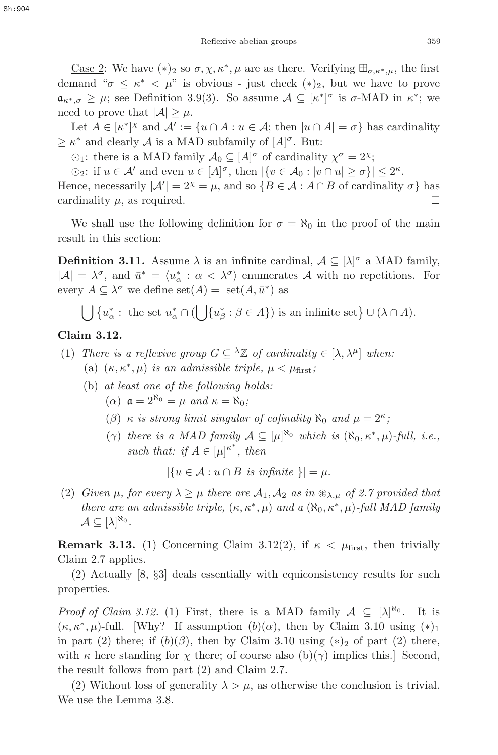<u>Case 2</u>: We have $(*)_2$ so $\sigma, \chi, \kappa^*, \mu$ are as there. Verifying $\boxplus_{\sigma,\kappa^*,\mu}$, the first demand "$\sigma \le \kappa^* < \mu$" is obvious - just check $(*)_2$, but we have to prove $\mathfrak{a}_{\kappa^*,\sigma} \ge \mu$; see Definition 3.9(3). So assume $\mathcal{A} \subseteq [\kappa^*]^\sigma$ is $\sigma$-MAD in $\kappa^*$; we need to prove that $|\mathcal{A}| \ge \mu$.

Let $A \in [\kappa^*]^\chi$ and $\mathcal{A}' := \{u \cap A : u \in \mathcal{A}$; then $|u \cap A| = \sigma\}$ has cardinality $\ge \kappa^*$ and clearly $\mathcal{A}$ is a MAD subfamily of $[A]^\sigma$. But:

$\odot_1$: there is a MAD family $\mathcal{A}_0 \subseteq [A]^\sigma$ of cardinality $\chi^\sigma = 2^\chi$;

$\odot_2$: if $u \in \mathcal{A}'$ and even $u \in [A]^\sigma$, then $|\{v \in \mathcal{A}_0 : |v \cap u| \ge \sigma\}| \le 2^\kappa$.

Hence, necessarily $|\mathcal{A}'| = 2^\chi = \mu$, and so $\{B \in \mathcal{A} : A \cap B$ of cardinality $\sigma\}$ has cardinality $\mu$, as required. $\square$

We shall use the following definition for $\sigma = \aleph_0$ in the proof of the main result in this section:

**Definition 3.11.** Assume $\lambda$ is an infinite cardinal, $\mathcal{A} \subseteq [\lambda]^\sigma$ a MAD family, $|\mathcal{A}| = \lambda^\sigma$, and $\bar{u}^* = \langle u^*_\alpha : \alpha < \lambda^\sigma \rangle$ enumerates $\mathcal{A}$ with no repetitions. For every $A \subseteq \lambda^\sigma$ we define $\mathrm{set}(A) = \mathrm{set}(A, \bar{u}^*)$ as

$$\bigcup \{u^*_\alpha : \text{ the set } u^*_\alpha \cap (\bigcup \{u^*_\beta : \beta \in A\}) \text{ is an infinite set}\} \cup (\lambda \cap A).$$

**Claim 3.12.**

(1) *There is a reflexive group $G \subseteq {}^\lambda\mathbb{Z}$ of cardinality $\in [\lambda, \lambda^\mu]$ when:*
  (a) *$(\kappa, \kappa^*, \mu)$ is an admissible triple, $\mu < \mu_{\text{first}}$;*
  (b) *at least one of the following holds:*
    ($\alpha$) *$\mathfrak{a} = 2^{\aleph_0} = \mu$ and $\kappa = \aleph_0$;*
    ($\beta$) *$\kappa$ is strong limit singular of cofinality $\aleph_0$ and $\mu = 2^\kappa$;*
    ($\gamma$) *there is a MAD family $\mathcal{A} \subseteq [\mu]^{\aleph_0}$ which is $(\aleph_0, \kappa^*, \mu)$-full, i.e., such that: if $A \in [\mu]^{\kappa^*}$, then*

$$|\{u \in \mathcal{A} : u \cap B \text{ is infinite }\}| = \mu.$$

(2) *Given $\mu$, for every $\lambda \ge \mu$ there are $\mathcal{A}_1, \mathcal{A}_2$ as in $\circledast_{\lambda,\mu}$ of 2.7 provided that there are an admissible triple, $(\kappa, \kappa^*, \mu)$ and a $(\aleph_0, \kappa^*, \mu)$-full MAD family $\mathcal{A} \subseteq [\lambda]^{\aleph_0}$.*

**Remark 3.13.** (1) Concerning Claim 3.12(2), if $\kappa < \mu_{\text{first}}$, then trivially Claim 2.7 applies.

(2) Actually [8, §3] deals essentially with equiconsistency results for such properties.

*Proof of Claim 3.12.* (1) First, there is a MAD family $\mathcal{A} \subseteq [\lambda]^{\aleph_0}$. It is $(\kappa, \kappa^*, \mu)$-full. [Why? If assumption $(b)(\alpha)$, then by Claim 3.10 using $(*)_1$ in part (2) there; if $(b)(\beta)$, then by Claim 3.10 using $(*)_2$ of part (2) there, with $\kappa$ here standing for $\chi$ there; of course also (b)($\gamma$) implies this.] Second, the result follows from part (2) and Claim 2.7.

(2) Without loss of generality $\lambda > \mu$, as otherwise the conclusion is trivial. We use the Lemma 3.8.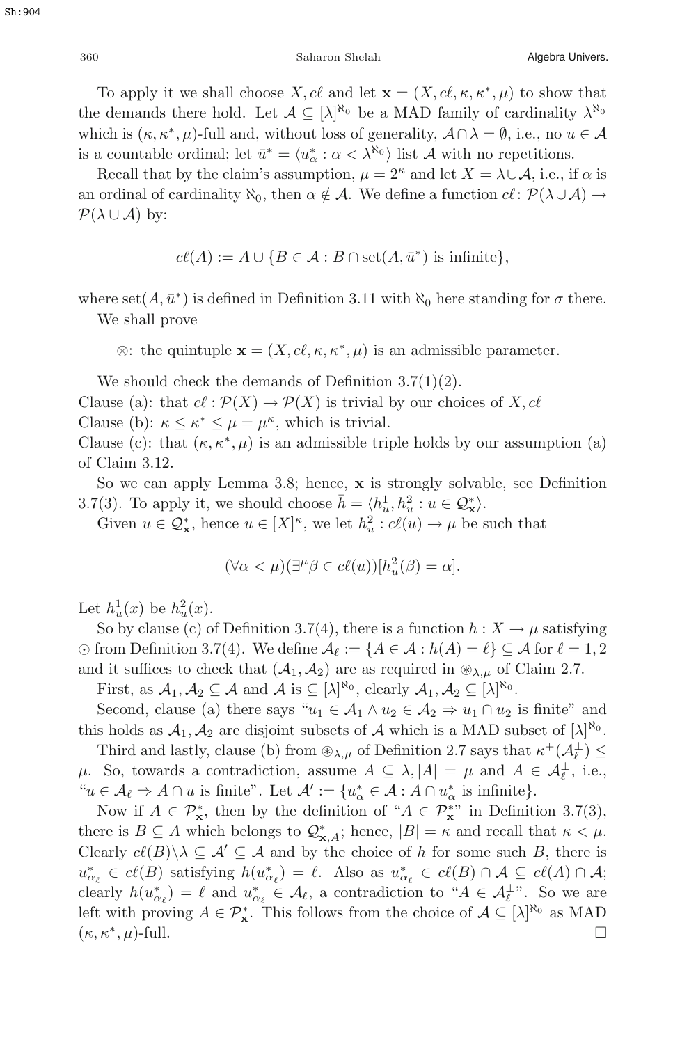To apply it we shall choose $X, c\ell$ and let $\mathbf{x} = (X, c\ell, \kappa, \kappa^*, \mu)$ to show that the demands there hold. Let $\mathcal{A} \subseteq [\lambda]^{\aleph_0}$ be a MAD family of cardinality $\lambda^{\aleph_0}$ which is $(\kappa, \kappa^*, \mu)$-full and, without loss of generality, $\mathcal{A} \cap \lambda = \emptyset$, i.e., no $u \in \mathcal{A}$ is a countable ordinal; let $\bar{u}^* = \langle u^*_\alpha : \alpha < \lambda^{\aleph_0} \rangle$ list $\mathcal{A}$ with no repetitions.

Recall that by the claim's assumption, $\mu = 2^\kappa$ and let $X = \lambda \cup \mathcal{A}$, i.e., if $\alpha$ is an ordinal of cardinality $\aleph_0$, then $\alpha \notin \mathcal{A}$. We define a function $c\ell \colon \mathcal{P}(\lambda \cup \mathcal{A}) \to \mathcal{P}(\lambda \cup \mathcal{A})$ by:

$$c\ell(A) := A \cup \{B \in \mathcal{A} : B \cap \operatorname{set}(A, \bar{u}^*) \text{ is infinite}\},$$

where $\operatorname{set}(A, \bar{u}^*)$ is defined in Definition 3.11 with $\aleph_0$ here standing for $\sigma$ there.

We shall prove

$\otimes$: the quintuple $\mathbf{x} = (X, c\ell, \kappa, \kappa^*, \mu)$ is an admissible parameter.

We should check the demands of Definition 3.7(1)(2).

Clause (a): that $c\ell : \mathcal{P}(X) \to \mathcal{P}(X)$ is trivial by our choices of $X, c\ell$

Clause (b): $\kappa \leq \kappa^* \leq \mu = \mu^\kappa$, which is trivial.

Clause (c): that $(\kappa, \kappa^*, \mu)$ is an admissible triple holds by our assumption (a) of Claim 3.12.

So we can apply Lemma 3.8; hence, $\mathbf{x}$ is strongly solvable, see Definition 3.7(3). To apply it, we should choose $\bar{h} = \langle h^1_u, h^2_u : u \in \mathcal{Q}^*_{\mathbf{x}} \rangle$.

Given $u \in \mathcal{Q}^*_{\mathbf{x}}$, hence $u \in [X]^\kappa$, we let $h^2_u : c\ell(u) \to \mu$ be such that

$$(\forall \alpha < \mu)(\exists^\mu \beta \in c\ell(u))[h^2_u(\beta) = \alpha].$$

Let $h^1_u(x)$ be $h^2_u(x)$.

So by clause (c) of Definition 3.7(4), there is a function $h : X \to \mu$ satisfying $\odot$ from Definition 3.7(4). We define $\mathcal{A}_\ell := \{A \in \mathcal{A} : h(A) = \ell\} \subseteq \mathcal{A}$ for $\ell = 1, 2$ and it suffices to check that $(\mathcal{A}_1, \mathcal{A}_2)$ are as required in $\circledast_{\lambda,\mu}$ of Claim 2.7.

First, as $\mathcal{A}_1, \mathcal{A}_2 \subseteq \mathcal{A}$ and $\mathcal{A}$ is $\subseteq [\lambda]^{\aleph_0}$, clearly $\mathcal{A}_1, \mathcal{A}_2 \subseteq [\lambda]^{\aleph_0}$.

Second, clause (a) there says "$u_1 \in \mathcal{A}_1 \wedge u_2 \in \mathcal{A}_2 \Rightarrow u_1 \cap u_2$ is finite" and this holds as $\mathcal{A}_1, \mathcal{A}_2$ are disjoint subsets of $\mathcal{A}$ which is a MAD subset of $[\lambda]^{\aleph_0}$.

Third and lastly, clause (b) from $\circledast_{\lambda,\mu}$ of Definition 2.7 says that $\kappa^+(\mathcal{A}^\perp_\ell) \leq \mu$. So, towards a contradiction, assume $A \subseteq \lambda, |A| = \mu$ and $A \in \mathcal{A}^\perp_\ell$, i.e., "$u \in \mathcal{A}_\ell \Rightarrow A \cap u$ is finite". Let $\mathcal{A}' := \{u^*_\alpha \in \mathcal{A} : A \cap u^*_\alpha \text{ is infinite}\}$.

Now if $A \in \mathcal{P}^*_{\mathbf{x}}$, then by the definition of "$A \in \mathcal{P}^*_{\mathbf{x}}$" in Definition 3.7(3), there is $B \subseteq A$ which belongs to $\mathcal{Q}^*_{\mathbf{x},A}$; hence, $|B| = \kappa$ and recall that $\kappa < \mu$. Clearly $c\ell(B) \backslash \lambda \subseteq \mathcal{A}' \subseteq \mathcal{A}$ and by the choice of $h$ for some such $B$, there is $u^*_{\alpha_\ell} \in c\ell(B)$ satisfying $h(u^*_{\alpha_\ell}) = \ell$. Also as $u^*_{\alpha_\ell} \in c\ell(B) \cap \mathcal{A} \subseteq c\ell(A) \cap \mathcal{A}$; clearly $h(u^*_{\alpha_\ell}) = \ell$ and $u^*_{\alpha_\ell} \in \mathcal{A}_\ell$, a contradiction to "$A \in \mathcal{A}^\perp_\ell$". So we are left with proving $A \in \mathcal{P}^*_{\mathbf{x}}$. This follows from the choice of $\mathcal{A} \subseteq [\lambda]^{\aleph_0}$ as MAD $(\kappa, \kappa^*, \mu)$-full. $\square$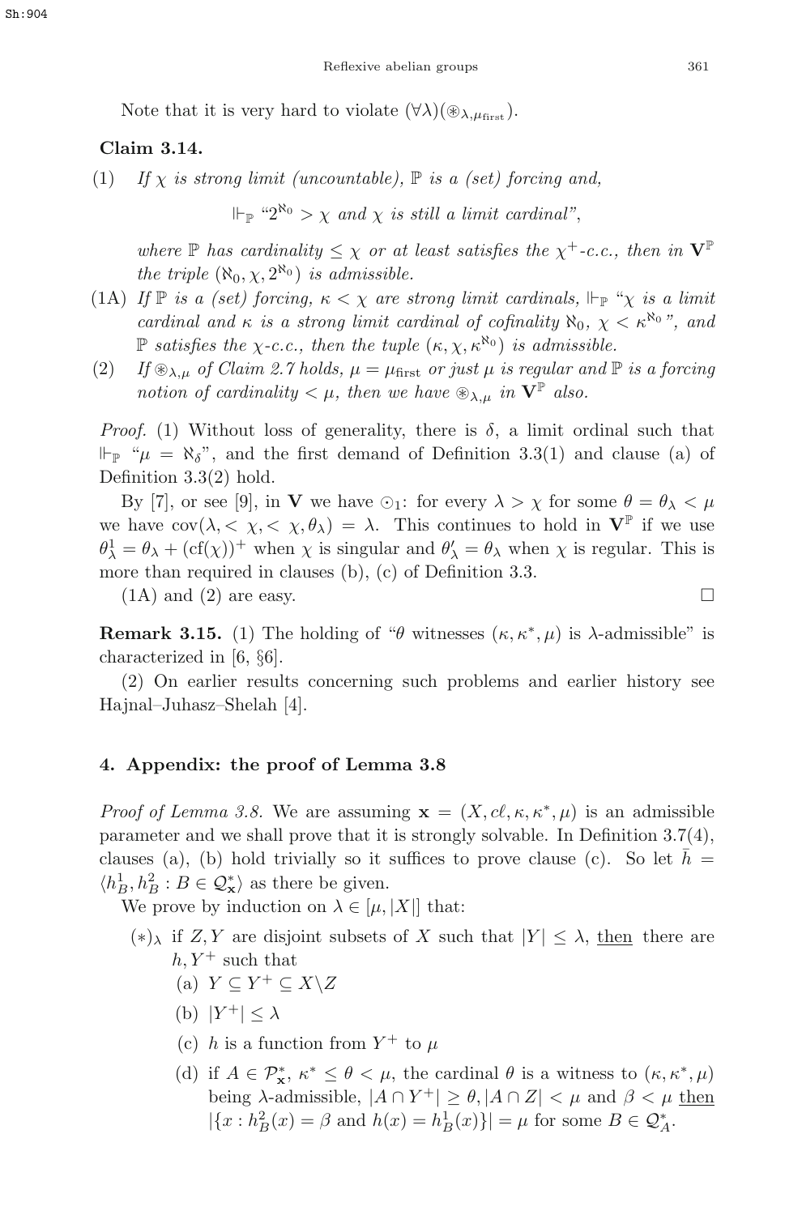Note that it is very hard to violate $(\forall\lambda)(\circledast_{\lambda,\mu_{\text{first}}})$.

**Claim 3.14.**

(1) *If $\chi$ is strong limit (uncountable), $\mathbb{P}$ is a (set) forcing and,*

$$\Vdash_{\mathbb{P}} \text{“}2^{\aleph_0} > \chi \text{ and } \chi \text{ is still a limit cardinal”},$$

*where $\mathbb{P}$ has cardinality $\leq \chi$ or at least satisfies the $\chi^+$-c.c., then in $\mathbf{V}^{\mathbb{P}}$ the triple $(\aleph_0, \chi, 2^{\aleph_0})$ is admissible.*

(1A) *If $\mathbb{P}$ is a (set) forcing, $\kappa < \chi$ are strong limit cardinals, $\Vdash_{\mathbb{P}}$ “$\chi$ is a limit cardinal and $\kappa$ is a strong limit cardinal of cofinality $\aleph_0$, $\chi < \kappa^{\aleph_0}$”, and $\mathbb{P}$ satisfies the $\chi$-c.c., then the tuple $(\kappa, \chi, \kappa^{\aleph_0})$ is admissible.*

(2) *If $\circledast_{\lambda,\mu}$ of Claim 2.7 holds, $\mu = \mu_{\text{first}}$ or just $\mu$ is regular and $\mathbb{P}$ is a forcing notion of cardinality $< \mu$, then we have $\circledast_{\lambda,\mu}$ in $\mathbf{V}^{\mathbb{P}}$ also.*

*Proof.* (1) Without loss of generality, there is $\delta$, a limit ordinal such that $\Vdash_{\mathbb{P}}$ “$\mu = \aleph_\delta$”, and the first demand of Definition 3.3(1) and clause (a) of Definition 3.3(2) hold.

By [7], or see [9], in $\mathbf{V}$ we have $\odot_1$: for every $\lambda > \chi$ for some $\theta = \theta_\lambda < \mu$ we have $\text{cov}(\lambda, <\chi, <\chi, \theta_\lambda) = \lambda$. This continues to hold in $\mathbf{V}^{\mathbb{P}}$ if we use $\theta^1_\lambda = \theta_\lambda + (\text{cf}(\chi))^+$ when $\chi$ is singular and $\theta'_\lambda = \theta_\lambda$ when $\chi$ is regular. This is more than required in clauses (b), (c) of Definition 3.3.

(1A) and (2) are easy. $\square$

**Remark 3.15.** (1) The holding of “$\theta$ witnesses $(\kappa, \kappa^*, \mu)$ is $\lambda$-admissible” is characterized in [6, §6].

(2) On earlier results concerning such problems and earlier history see Hajnal–Juhasz–Shelah [4].

## 4. Appendix: the proof of Lemma 3.8

*Proof of Lemma 3.8.* We are assuming $\mathbf{x} = (X, c\ell, \kappa, \kappa^*, \mu)$ is an admissible parameter and we shall prove that it is strongly solvable. In Definition 3.7(4), clauses (a), (b) hold trivially so it suffices to prove clause (c). So let $\bar{h} = \langle h^1_B, h^2_B : B \in \mathcal{Q}^*_{\mathbf{x}}\rangle$ as there be given.

We prove by induction on $\lambda \in [\mu, |X|]$ that:

$(*)_\lambda$ if $Z, Y$ are disjoint subsets of $X$ such that $|Y| \leq \lambda$, <u>then</u> there are $h, Y^+$ such that

- (a) $Y \subseteq Y^+ \subseteq X \backslash Z$
- (b) $|Y^+| \leq \lambda$
- (c) $h$ is a function from $Y^+$ to $\mu$
- (d) if $A \in \mathcal{P}^*_{\mathbf{x}}$, $\kappa^* \leq \theta < \mu$, the cardinal $\theta$ is a witness to $(\kappa, \kappa^*, \mu)$ being $\lambda$-admissible, $|A \cap Y^+| \geq \theta, |A \cap Z| < \mu$ and $\beta < \mu$ <u>then</u> $|\{x : h^2_B(x) = \beta \text{ and } h(x) = h^1_B(x)\}| = \mu$ for some $B \in \mathcal{Q}^*_A$.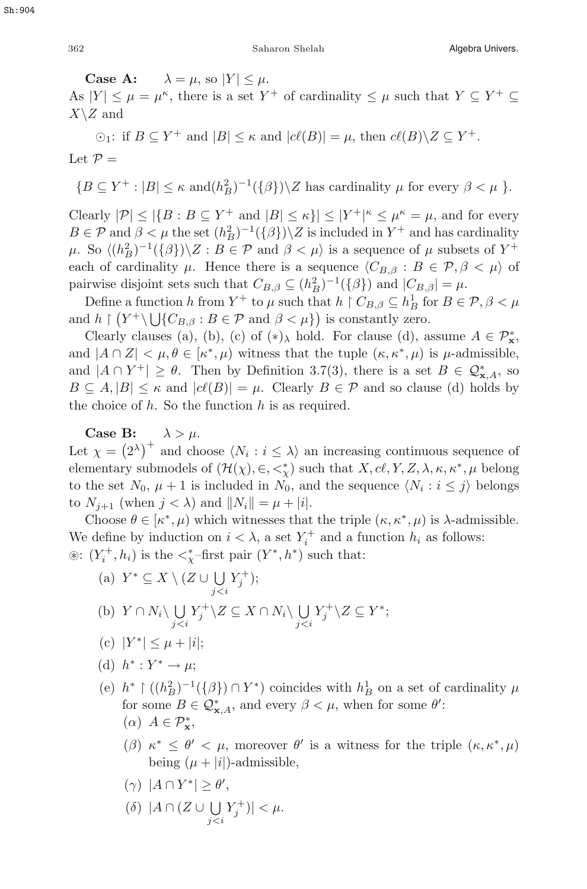**Case A:** $\lambda = \mu$, so $|Y| \le \mu$.

As $|Y| \le \mu = \mu^\kappa$, there is a set $Y^+$ of cardinality $\le \mu$ such that $Y \subseteq Y^+ \subseteq X \backslash Z$ and

$\odot_1$: if $B \subseteq Y^+$ and $|B| \le \kappa$ and $|c\ell(B)| = \mu$, then $c\ell(B) \backslash Z \subseteq Y^+$.

Let $\mathcal{P} =$

$$\{B \subseteq Y^+ : |B| \le \kappa \text{ and} (h^2_B)^{-1}(\{\beta\}) \backslash Z \text{ has cardinality } \mu \text{ for every } \beta < \mu\ \}.$$

Clearly $|\mathcal{P}| \le |\{B : B \subseteq Y^+ \text{ and } |B| \le \kappa\}| \le |Y^+|^\kappa \le \mu^\kappa = \mu$, and for every $B \in \mathcal{P}$ and $\beta < \mu$ the set $(h^2_B)^{-1}(\{\beta\}) \backslash Z$ is included in $Y^+$ and has cardinality $\mu$. So $\langle (h^2_B)^{-1}(\{\beta\}) \backslash Z : B \in \mathcal{P} \text{ and } \beta < \mu \rangle$ is a sequence of $\mu$ subsets of $Y^+$ each of cardinality $\mu$. Hence there is a sequence $\langle C_{B,\beta} : B \in \mathcal{P}, \beta < \mu \rangle$ of pairwise disjoint sets such that $C_{B,\beta} \subseteq (h^2_B)^{-1}(\{\beta\})$ and $|C_{B,\beta}| = \mu$.

Define a function $h$ from $Y^+$ to $\mu$ such that $h \restriction C_{B,\beta} \subseteq h^1_B$ for $B \in \mathcal{P}, \beta < \mu$ and $h \restriction \big(Y^+ \backslash \bigcup \{C_{B,\beta} : B \in \mathcal{P} \text{ and } \beta < \mu\}\big)$ is constantly zero.

Clearly clauses (a), (b), (c) of $(*)_\lambda$ hold. For clause (d), assume $A \in \mathcal{P}^*_{\mathbf{x}}$, and $|A \cap Z| < \mu, \theta \in [\kappa^*, \mu)$ witness that the tuple $(\kappa, \kappa^*, \mu)$ is $\mu$-admissible, and $|A \cap Y^+| \ge \theta$. Then by Definition 3.7(3), there is a set $B \in \mathcal{Q}^*_{\mathbf{x},A}$, so $B \subseteq A, |B| \le \kappa$ and $|c\ell(B)| = \mu$. Clearly $B \in \mathcal{P}$ and so clause (d) holds by the choice of $h$. So the function $h$ is as required.

**Case B:** $\lambda > \mu$.

Let $\chi = \big(2^\lambda\big)^+$ and choose $\langle N_i : i \le \lambda \rangle$ an increasing continuous sequence of elementary submodels of $(\mathcal{H}(\chi), \in, <^*_\chi)$ such that $X, c\ell, Y, Z, \lambda, \kappa, \kappa^*, \mu$ belong to the set $N_0$, $\mu + 1$ is included in $N_0$, and the sequence $\langle N_i : i \le j \rangle$ belongs to $N_{j+1}$ (when $j < \lambda$) and $\|N_i\| = \mu + |i|$.

Choose $\theta \in [\kappa^*, \mu)$ which witnesses that the triple $(\kappa, \kappa^*, \mu)$ is $\lambda$-admissible. We define by induction on $i < \lambda$, a set $Y^+_i$ and a function $h_i$ as follows:

$\circledast$: $(Y^+_i, h_i)$ is the $<^*_\chi$-first pair $(Y^*, h^*)$ such that:

(a) $Y^* \subseteq X \setminus (Z \cup \bigcup\limits_{j<i} Y^+_j)$;

(b) $Y \cap N_i \backslash \bigcup\limits_{j<i} Y^+_j \backslash Z \subseteq X \cap N_i \backslash \bigcup\limits_{j<i} Y^+_j \backslash Z \subseteq Y^*$;

(c) $|Y^*| \le \mu + |i|$;

(d) $h^* : Y^* \to \mu$;

(e) $h^* \restriction ((h^2_B)^{-1}(\{\beta\}) \cap Y^*)$ coincides with $h^1_B$ on a set of cardinality $\mu$ for some $B \in \mathcal{Q}^*_{\mathbf{x},A}$, and every $\beta < \mu$, when for some $\theta'$:

($\alpha$) $A \in \mathcal{P}^*_{\mathbf{x}}$,

($\beta$) $\kappa^* \le \theta' < \mu$, moreover $\theta'$ is a witness for the triple $(\kappa, \kappa^*, \mu)$ being $(\mu + |i|)$-admissible,

($\gamma$) $|A \cap Y^*| \ge \theta'$,

($\delta$) $|A \cap (Z \cup \bigcup\limits_{j<i} Y^+_j)| < \mu$.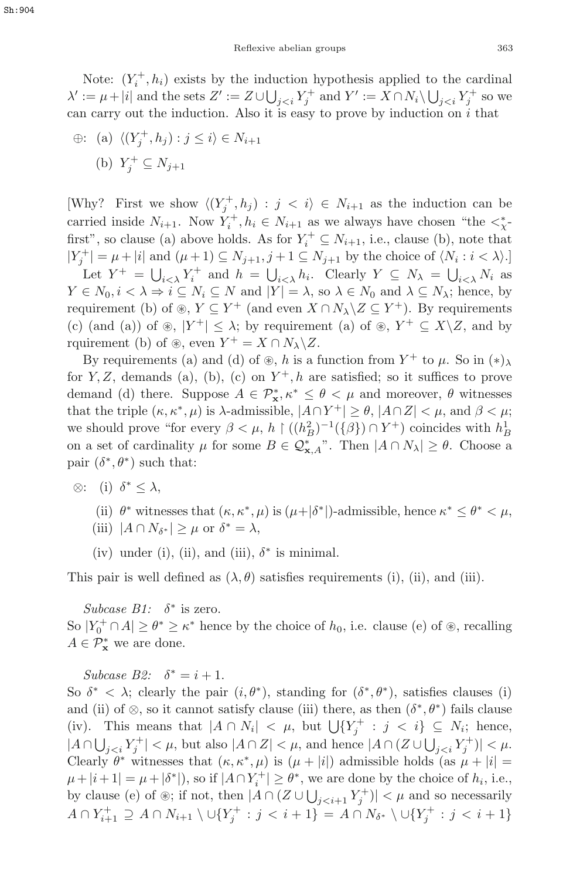Note: $(Y_i^+, h_i)$ exists by the induction hypothesis applied to the cardinal $\lambda' := \mu + |i|$ and the sets $Z' := Z \cup \bigcup_{j<i} Y_j^+$ and $Y' := X \cap N_i \setminus \bigcup_{j<i} Y_j^+$ so we can carry out the induction. Also it is easy to prove by induction on $i$ that

$\oplus$: (a) $\langle (Y_j^+, h_j) : j \leq i \rangle \in N_{i+1}$

(b) $Y_j^+ \subseteq N_{j+1}$

[Why? First we show $\langle (Y_j^+, h_j) : j < i \rangle \in N_{i+1}$ as the induction can be carried inside $N_{i+1}$. Now $Y_i^+, h_i \in N_{i+1}$ as we always have chosen "the $<^*_\chi$-first", so clause (a) above holds. As for $Y_i^+ \subseteq N_{i+1}$, i.e., clause (b), note that $|Y_j^+| = \mu + |i|$ and $(\mu + 1) \subseteq N_{j+1}, j+1 \subseteq N_{j+1}$ by the choice of $\langle N_i : i < \lambda \rangle$.]

Let $Y^+ = \bigcup_{i<\lambda} Y_i^+$ and $h = \bigcup_{i<\lambda} h_i$. Clearly $Y \subseteq N_\lambda = \bigcup_{i<\lambda} N_i$ as $Y \in N_0, i < \lambda \Rightarrow i \subseteq N_i \subseteq N$ and $|Y| = \lambda$, so $\lambda \in N_0$ and $\lambda \subseteq N_\lambda$; hence, by requirement (b) of $\circledast$, $Y \subseteq Y^+$ (and even $X \cap N_\lambda \backslash Z \subseteq Y^+$). By requirements (c) (and (a)) of $\circledast$, $|Y^+| \leq \lambda$; by requirement (a) of $\circledast$, $Y^+ \subseteq X \backslash Z$, and by rquirement (b) of $\circledast$, even $Y^+ = X \cap N_\lambda \backslash Z$.

By requirements (a) and (d) of $\circledast$, $h$ is a function from $Y^+$ to $\mu$. So in $(*)_\lambda$ for $Y, Z$, demands (a), (b), (c) on $Y^+, h$ are satisfied; so it suffices to prove demand (d) there. Suppose $A \in \mathcal{P}^*_{\mathbf{x}}, \kappa^* \leq \theta < \mu$ and moreover, $\theta$ witnesses that the triple $(\kappa, \kappa^*, \mu)$ is $\lambda$-admissible, $|A \cap Y^+| \geq \theta$, $|A \cap Z| < \mu$, and $\beta < \mu$; we should prove "for every $\beta < \mu$, $h \restriction ((h_B^2)^{-1}(\{\beta\}) \cap Y^+)$ coincides with $h_B^1$ on a set of cardinality $\mu$ for some $B \in \mathcal{Q}^*_{\mathbf{x},A}$". Then $|A \cap N_\lambda| \geq \theta$. Choose a pair $(\delta^*, \theta^*)$ such that:

$\otimes$: (i) $\delta^* \leq \lambda$,

(ii) $\theta^*$ witnesses that $(\kappa, \kappa^*, \mu)$ is $(\mu + |\delta^*|)$-admissible, hence $\kappa^* \leq \theta^* < \mu$,

(iii) $|A \cap N_{\delta^*}| \geq \mu$ or $\delta^* = \lambda$,

(iv) under (i), (ii), and (iii), $\delta^*$ is minimal.

This pair is well defined as $(\lambda, \theta)$ satisfies requirements (i), (ii), and (iii).

*Subcase B1:* $\delta^*$ is zero.
So $|Y_0^+ \cap A| \geq \theta^* \geq \kappa^*$ hence by the choice of $h_0$, i.e. clause (e) of $\circledast$, recalling $A \in \mathcal{P}^*_{\mathbf{x}}$ we are done.

*Subcase B2:* $\delta^* = i + 1$.
So $\delta^* < \lambda$; clearly the pair $(i, \theta^*)$, standing for $(\delta^*, \theta^*)$, satisfies clauses (i) and (ii) of $\otimes$, so it cannot satisfy clause (iii) there, as then $(\delta^*, \theta^*)$ fails clause (iv). This means that $|A \cap N_i| < \mu$, but $\bigcup\{Y_j^+ : j < i\} \subseteq N_i$; hence, $|A \cap \bigcup_{j<i} Y_j^+| < \mu$, but also $|A \cap Z| < \mu$, and hence $|A \cap (Z \cup \bigcup_{j<i} Y_j^+)| < \mu$. Clearly $\theta^*$ witnesses that $(\kappa, \kappa^*, \mu)$ is $(\mu + |i|)$ admissible holds (as $\mu + |i| = \mu + |i+1| = \mu + |\delta^*|$), so if $|A \cap Y_i^+| \geq \theta^*$, we are done by the choice of $h_i$, i.e., by clause (e) of $\circledast$; if not, then $|A \cap (Z \cup \bigcup_{j<i+1} Y_j^+)| < \mu$ and so necessarily $A \cap Y_{i+1}^+ \supseteq A \cap N_{i+1} \setminus \cup\{Y_j^+ : j < i+1\} = A \cap N_{\delta^*} \setminus \cup\{Y_j^+ : j < i+1\}$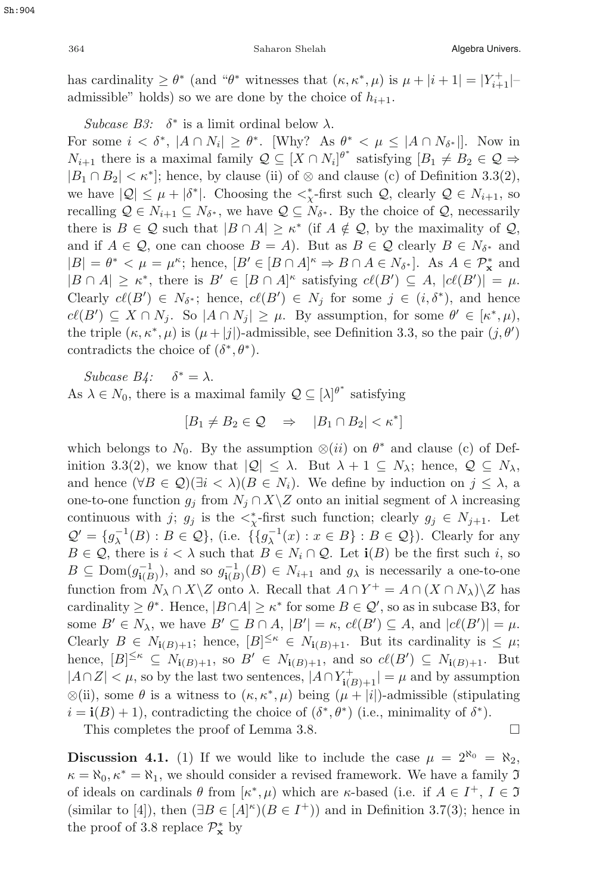has cardinality $\geq \theta^*$ (and "$\theta^*$ witnesses that $(\kappa, \kappa^*, \mu)$ is $\mu + |i+1| = |Y^+_{i+1}|$–admissible" holds) so we are done by the choice of $h_{i+1}$.

*Subcase B3:* $\delta^*$ is a limit ordinal below $\lambda$.
For some $i < \delta^*$, $|A \cap N_i| \geq \theta^*$. [Why? As $\theta^* < \mu \leq |A \cap N_{\delta^*}|$]. Now in $N_{i+1}$ there is a maximal family $\mathcal{Q} \subseteq [X \cap N_i]^{\theta^*}$ satisfying $[B_1 \neq B_2 \in \mathcal{Q} \Rightarrow |B_1 \cap B_2| < \kappa^*]$; hence, by clause (ii) of $\otimes$ and clause (c) of Definition 3.3(2), we have $|\mathcal{Q}| \leq \mu + |\delta^*|$. Choosing the $<^*_\chi$-first such $\mathcal{Q}$, clearly $\mathcal{Q} \in N_{i+1}$, so recalling $\mathcal{Q} \in N_{i+1} \subseteq N_{\delta^*}$, we have $\mathcal{Q} \subseteq N_{\delta^*}$. By the choice of $\mathcal{Q}$, necessarily there is $B \in \mathcal{Q}$ such that $|B \cap A| \geq \kappa^*$ (if $A \notin \mathcal{Q}$, by the maximality of $\mathcal{Q}$, and if $A \in \mathcal{Q}$, one can choose $B = A$). But as $B \in \mathcal{Q}$ clearly $B \in N_{\delta^*}$ and $|B| = \theta^* < \mu = \mu^\kappa$; hence, $[B' \in [B \cap A]^\kappa \Rightarrow B \cap A \in N_{\delta^*}]$. As $A \in \mathcal{P}^*_{\mathbf{x}}$ and $|B \cap A| \geq \kappa^*$, there is $B' \in [B \cap A]^\kappa$ satisfying $c\ell(B') \subseteq A$, $|c\ell(B')| = \mu$. Clearly $c\ell(B') \in N_{\delta^*}$; hence, $c\ell(B') \in N_j$ for some $j \in (i, \delta^*)$, and hence $c\ell(B') \subseteq X \cap N_j$. So $|A \cap N_j| \geq \mu$. By assumption, for some $\theta' \in [\kappa^*, \mu)$, the triple $(\kappa, \kappa^*, \mu)$ is $(\mu + |j|)$-admissible, see Definition 3.3, so the pair $(j, \theta')$ contradicts the choice of $(\delta^*, \theta^*)$.

*Subcase B4:* $\delta^* = \lambda$.
As $\lambda \in N_0$, there is a maximal family $\mathcal{Q} \subseteq [\lambda]^{\theta^*}$ satisfying

$$[B_1 \neq B_2 \in \mathcal{Q} \quad \Rightarrow \quad |B_1 \cap B_2| < \kappa^*]$$

which belongs to $N_0$. By the assumption $\otimes(ii)$ on $\theta^*$ and clause (c) of Definition 3.3(2), we know that $|\mathcal{Q}| \leq \lambda$. But $\lambda + 1 \subseteq N_\lambda$; hence, $\mathcal{Q} \subseteq N_\lambda$, and hence $(\forall B \in \mathcal{Q})(\exists i < \lambda)(B \in N_i)$. We define by induction on $j \leq \lambda$, a one-to-one function $g_j$ from $N_j \cap X \backslash Z$ onto an initial segment of $\lambda$ increasing continuous with $j$; $g_j$ is the $<^*_\chi$-first such function; clearly $g_j \in N_{j+1}$. Let $\mathcal{Q}' = \{g^{-1}_\lambda(B) : B \in \mathcal{Q}\}$, (i.e. $\{\{g^{-1}_\lambda(x) : x \in B\} : B \in \mathcal{Q}\}$). Clearly for any $B \in \mathcal{Q}$, there is $i < \lambda$ such that $B \in N_i \cap \mathcal{Q}$. Let $\mathbf{i}(B)$ be the first such $i$, so $B \subseteq \mathrm{Dom}(g^{-1}_{\mathbf{i}(B)})$, and so $g^{-1}_{\mathbf{i}(B)}(B) \in N_{i+1}$ and $g_\lambda$ is necessarily a one-to-one function from $N_\lambda \cap X \backslash Z$ onto $\lambda$. Recall that $A \cap Y^+ = A \cap (X \cap N_\lambda) \backslash Z$ has cardinality $\geq \theta^*$. Hence, $|B \cap A| \geq \kappa^*$ for some $B \in \mathcal{Q}'$, so as in subcase B3, for some $B' \in N_\lambda$, we have $B' \subseteq B \cap A$, $|B'| = \kappa$, $c\ell(B') \subseteq A$, and $|c\ell(B')| = \mu$. Clearly $B \in N_{\mathbf{i}(B)+1}$; hence, $[B]^{\leq \kappa} \in N_{\mathbf{i}(B)+1}$. But its cardinality is $\leq \mu$; hence, $[B]^{\leq \kappa} \subseteq N_{\mathbf{i}(B)+1}$, so $B' \in N_{\mathbf{i}(B)+1}$, and so $c\ell(B') \subseteq N_{\mathbf{i}(B)+1}$. But $|A \cap Z| < \mu$, so by the last two sentences, $|A \cap Y^+_{\mathbf{i}(B)+1}| = \mu$ and by assumption $\otimes$(ii), some $\theta$ is a witness to $(\kappa, \kappa^*, \mu)$ being $(\mu + |i|)$-admissible (stipulating $i = \mathbf{i}(B) + 1$), contradicting the choice of $(\delta^*, \theta^*)$ (i.e., minimality of $\delta^*$).

This completes the proof of Lemma 3.8. $\square$

**Discussion 4.1.** (1) If we would like to include the case $\mu = 2^{\aleph_0} = \aleph_2$, $\kappa = \aleph_0, \kappa^* = \aleph_1$, we should consider a revised framework. We have a family $\mathfrak{I}$ of ideals on cardinals $\theta$ from $[\kappa^*, \mu)$ which are $\kappa$-based (i.e. if $A \in I^+$, $I \in \mathfrak{I}$ (similar to [4]), then $(\exists B \in [A]^\kappa)(B \in I^+)$) and in Definition 3.7(3); hence in the proof of 3.8 replace $\mathcal{P}^*_{\mathbf{x}}$ by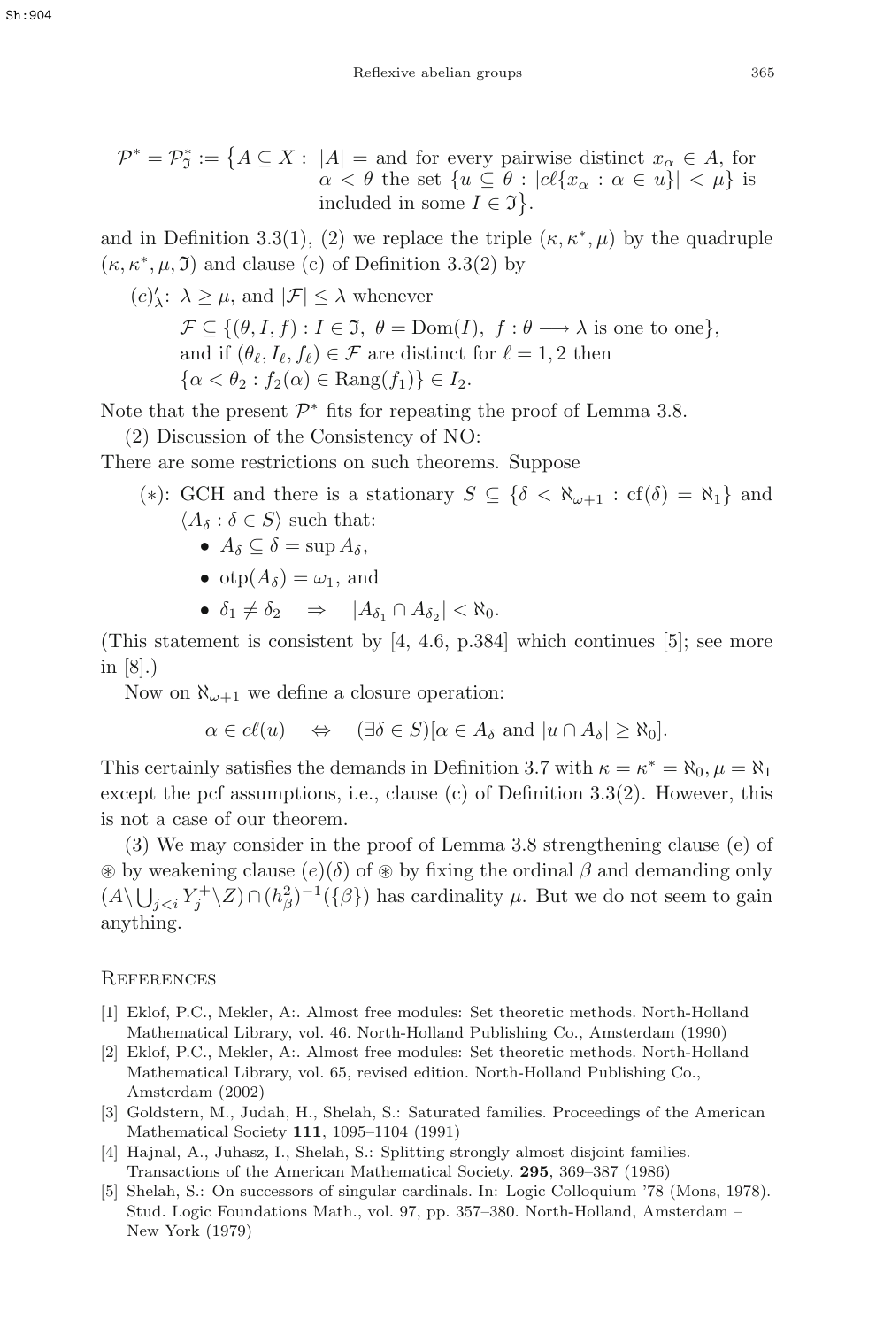$$\mathcal{P}^* = \mathcal{P}^*_{\mathfrak{I}} := \big\{A \subseteq X : \begin{array}{l} |A| = \text{ and for every pairwise distinct } x_\alpha \in A, \text{ for} \\ \alpha < \theta \text{ the set } \{u \subseteq \theta : |c\ell\{x_\alpha : \alpha \in u\}| < \mu\} \text{ is} \\ \text{included in some } I \in \mathfrak{I}\big\}. \end{array}$$

and in Definition 3.3(1), (2) we replace the triple $(\kappa, \kappa^*, \mu)$ by the quadruple $(\kappa, \kappa^*, \mu, \mathfrak{I})$ and clause (c) of Definition 3.3(2) by

$(c)'_\lambda$: $\lambda \geq \mu$, and $|\mathcal{F}| \leq \lambda$ whenever
$\mathcal{F} \subseteq \{(\theta, I, f) : I \in \mathfrak{I},\ \theta = \mathrm{Dom}(I),\ f : \theta \longrightarrow \lambda \text{ is one to one}\}$,
and if $(\theta_\ell, I_\ell, f_\ell) \in \mathcal{F}$ are distinct for $\ell = 1, 2$ then
$\{\alpha < \theta_2 : f_2(\alpha) \in \mathrm{Rang}(f_1)\} \in I_2$.

Note that the present $\mathcal{P}^*$ fits for repeating the proof of Lemma 3.8.

(2) Discussion of the Consistency of NO:
There are some restrictions on such theorems. Suppose

$(*)$: GCH and there is a stationary $S \subseteq \{\delta < \aleph_{\omega+1} : \mathrm{cf}(\delta) = \aleph_1\}$ and $\langle A_\delta : \delta \in S\rangle$ such that:

- $A_\delta \subseteq \delta = \sup A_\delta$,
- $\mathrm{otp}(A_\delta) = \omega_1$, and
- $\delta_1 \neq \delta_2 \quad \Rightarrow \quad |A_{\delta_1} \cap A_{\delta_2}| < \aleph_0$.

(This statement is consistent by [4, 4.6, p.384] which continues [5]; see more in [8].)

Now on $\aleph_{\omega+1}$ we define a closure operation:

$$\alpha \in c\ell(u) \quad \Leftrightarrow \quad (\exists \delta \in S)[\alpha \in A_\delta \text{ and } |u \cap A_\delta| \geq \aleph_0].$$

This certainly satisfies the demands in Definition 3.7 with $\kappa = \kappa^* = \aleph_0, \mu = \aleph_1$ except the pcf assumptions, i.e., clause (c) of Definition 3.3(2). However, this is not a case of our theorem.

(3) We may consider in the proof of Lemma 3.8 strengthening clause (e) of $\circledast$ by weakening clause $(e)(\delta)$ of $\circledast$ by fixing the ordinal $\beta$ and demanding only $(A \setminus \bigcup_{j<i} Y_j^+ \setminus Z) \cap (h^2_\beta)^{-1}(\{\beta\})$ has cardinality $\mu$. But we do not seem to gain anything.

## References

[1] Eklof, P.C., Mekler, A:. Almost free modules: Set theoretic methods. North-Holland Mathematical Library, vol. 46. North-Holland Publishing Co., Amsterdam (1990)

[2] Eklof, P.C., Mekler, A:. Almost free modules: Set theoretic methods. North-Holland Mathematical Library, vol. 65, revised edition. North-Holland Publishing Co., Amsterdam (2002)

[3] Goldstern, M., Judah, H., Shelah, S.: Saturated families. Proceedings of the American Mathematical Society **111**, 1095–1104 (1991)

[4] Hajnal, A., Juhasz, I., Shelah, S.: Splitting strongly almost disjoint families. Transactions of the American Mathematical Society. **295**, 369–387 (1986)

[5] Shelah, S.: On successors of singular cardinals. In: Logic Colloquium '78 (Mons, 1978). Stud. Logic Foundations Math., vol. 97, pp. 357–380. North-Holland, Amsterdam – New York (1979)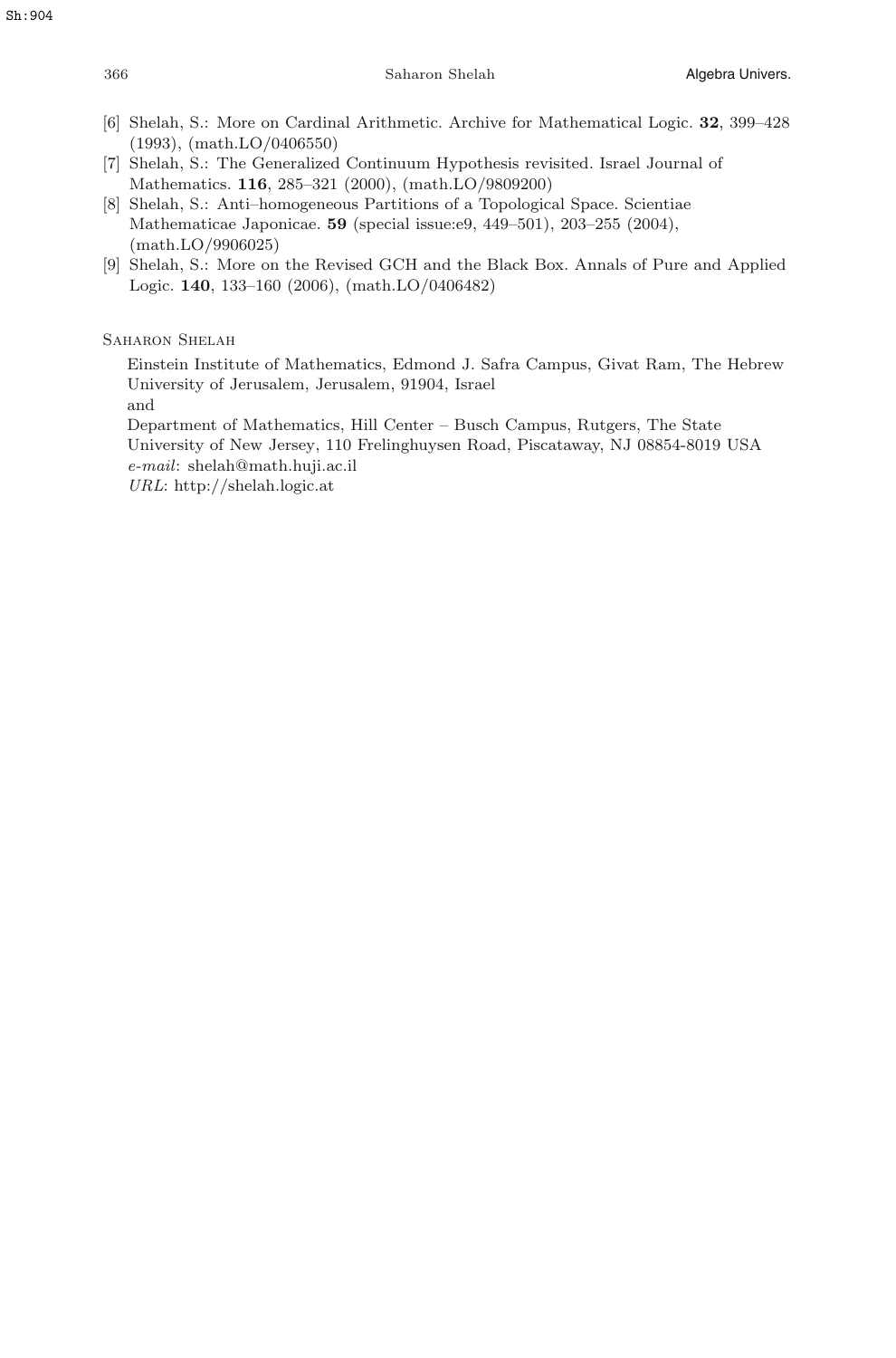[6] Shelah, S.: More on Cardinal Arithmetic. Archive for Mathematical Logic. **32**, 399–428 (1993), (math.LO/0406550)

[7] Shelah, S.: The Generalized Continuum Hypothesis revisited. Israel Journal of Mathematics. **116**, 285–321 (2000), (math.LO/9809200)

[8] Shelah, S.: Anti–homogeneous Partitions of a Topological Space. Scientiae Mathematicae Japonicae. **59** (special issue:e9, 449–501), 203–255 (2004), (math.LO/9906025)

[9] Shelah, S.: More on the Revised GCH and the Black Box. Annals of Pure and Applied Logic. **140**, 133–160 (2006), (math.LO/0406482)

Saharon Shelah

Einstein Institute of Mathematics, Edmond J. Safra Campus, Givat Ram, The Hebrew University of Jerusalem, Jerusalem, 91904, Israel

and

Department of Mathematics, Hill Center – Busch Campus, Rutgers, The State University of New Jersey, 110 Frelinghuysen Road, Piscataway, NJ 08854-8019 USA

*e-mail*: shelah@math.huji.ac.il

*URL*: http://shelah.logic.at